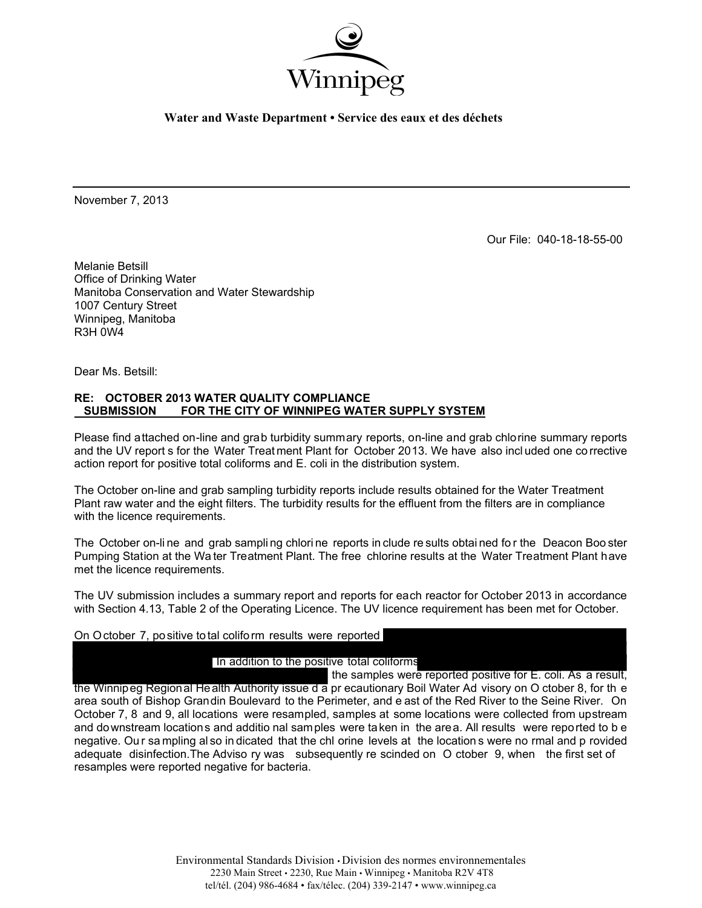Winnipeg

**Water and Waste Department • Service des eaux et des déchets**

November 7, 2013

Our File: 040-18-18-55-00

Melanie Betsill
Office of Drinking Water
Manitoba Conservation and Water Stewardship
1007 Century Street
Winnipeg, Manitoba
R3H 0W4

Dear Ms. Betsill:

**RE: OCTOBER 2013 WATER QUALITY COMPLIANCE SUBMISSION FOR THE CITY OF WINNIPEG WATER SUPPLY SYSTEM**

Please find attached on-line and grab turbidity summary reports, on-line and grab chlorine summary reports and the UV reports for the Water Treatment Plant for October 2013. We have also included one corrective action report for positive total coliforms and E. coli in the distribution system.

The October on-line and grab sampling turbidity reports include results obtained for the Water Treatment Plant raw water and the eight filters. The turbidity results for the effluent from the filters are in compliance with the licence requirements.

The October on-line and grab sampling chlorine reports include results obtained for the Deacon Booster Pumping Station at the Water Treatment Plant. The free chlorine results at the Water Treatment Plant have met the licence requirements.

The UV submission includes a summary report and reports for each reactor for October 2013 in accordance with Section 4.13, Table 2 of the Operating Licence. The UV licence requirement has been met for October.

On October 7, positive total coliform results were reported [REDACTED] In addition to the positive total coliforms [REDACTED] the samples were reported positive for E. coli. As a result, the Winnipeg Regional Health Authority issued a precautionary Boil Water Advisory on October 8, for the area south of Bishop Grandin Boulevard to the Perimeter, and east of the Red River to the Seine River. On October 7, 8 and 9, all locations were resampled, samples at some locations were collected from upstream and downstream locations and additional samples were taken in the area. All results were reported to be negative. Our sampling also indicated that the chlorine levels at the locations were normal and provided adequate disinfection. The Advisory was subsequently rescinded on October 9, when the first set of resamples were reported negative for bacteria.

Environmental Standards Division • Division des normes environnementales
2230 Main Street • 2230, Rue Main • Winnipeg • Manitoba R2V 4T8
tel/tél. (204) 986-4684 • fax/télec. (204) 339-2147 • www.winnipeg.ca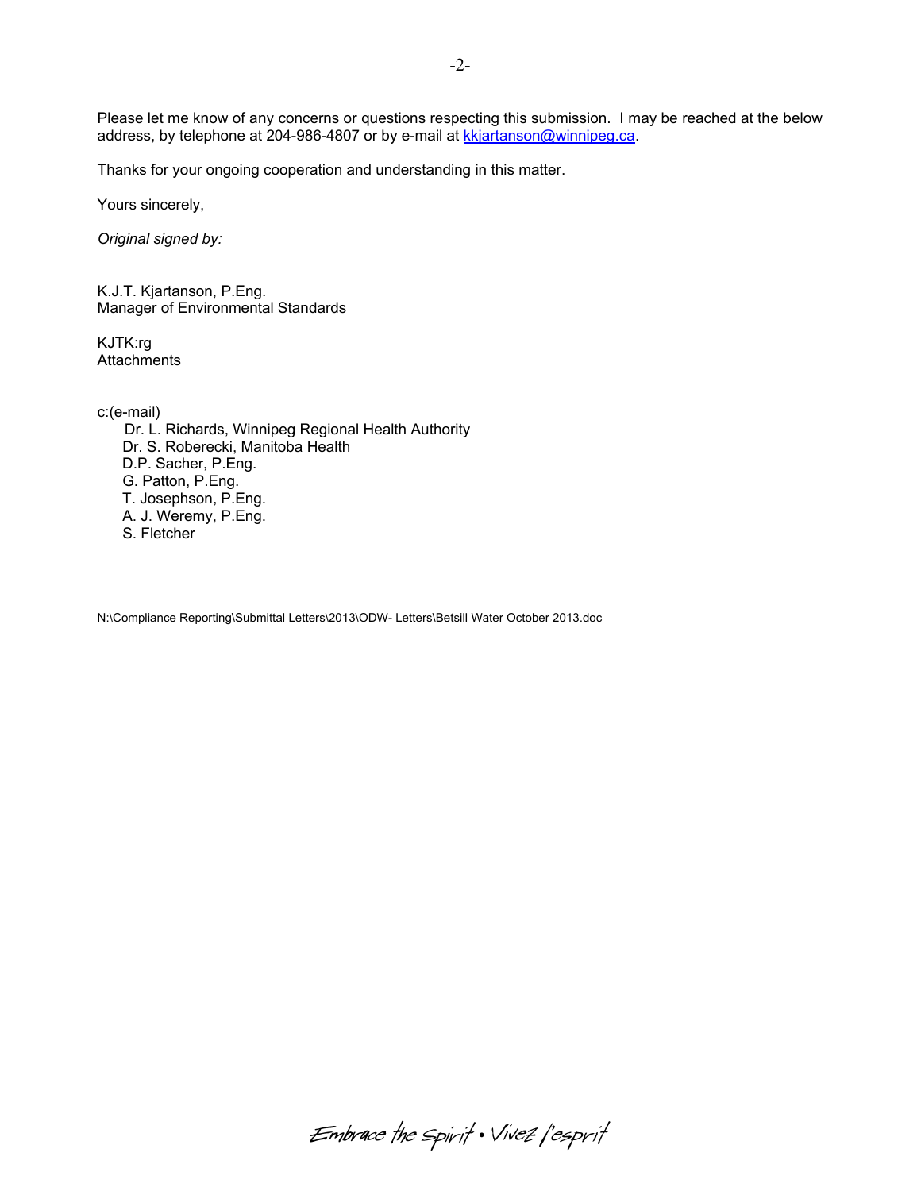Please let me know of any concerns or questions respecting this submission. I may be reached at the below address, by telephone at 204-986-4807 or by e-mail at kkjartanson@winnipeg.ca.

Thanks for your ongoing cooperation and understanding in this matter.

Yours sincerely,

*Original signed by:*

K.J.T. Kjartanson, P.Eng.
Manager of Environmental Standards

KJTK:rg
Attachments

c:(e-mail)
Dr. L. Richards, Winnipeg Regional Health Authority
Dr. S. Roberecki, Manitoba Health
D.P. Sacher, P.Eng.
G. Patton, P.Eng.
T. Josephson, P.Eng.
A. J. Weremy, P.Eng.
S. Fletcher

N:\Compliance Reporting\Submittal Letters\2013\ODW- Letters\Betsill Water October 2013.doc

Embrace the Spirit • Vivez l'esprit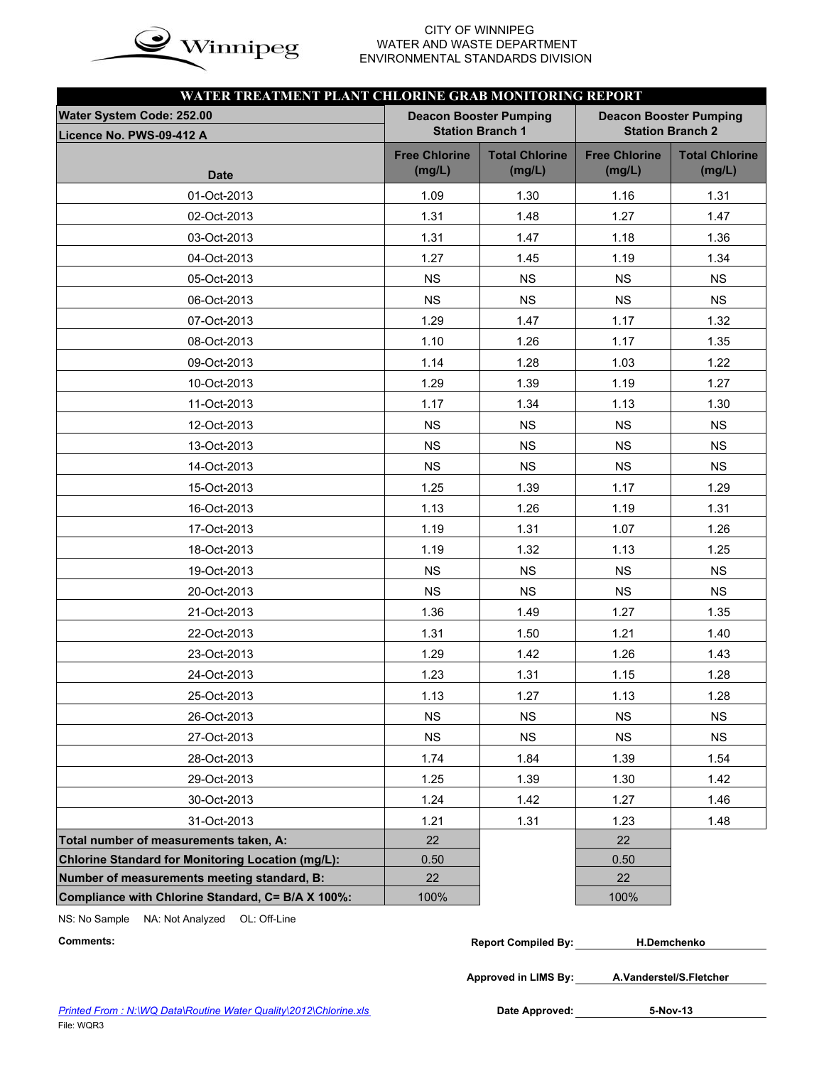CITY OF WINNIPEG
WATER AND WASTE DEPARTMENT
ENVIRONMENTAL STANDARDS DIVISION

## WATER TREATMENT PLANT CHLORINE GRAB MONITORING REPORT

| Water System Code: 252.00 / Licence No. PWS-09-412 A | Deacon Booster Pumping Station Branch 1 | | Deacon Booster Pumping Station Branch 2 | |
|---|---|---|---|---|
| **Date** | **Free Chlorine (mg/L)** | **Total Chlorine (mg/L)** | **Free Chlorine (mg/L)** | **Total Chlorine (mg/L)** |
| 01-Oct-2013 | 1.09 | 1.30 | 1.16 | 1.31 |
| 02-Oct-2013 | 1.31 | 1.48 | 1.27 | 1.47 |
| 03-Oct-2013 | 1.31 | 1.47 | 1.18 | 1.36 |
| 04-Oct-2013 | 1.27 | 1.45 | 1.19 | 1.34 |
| 05-Oct-2013 | NS | NS | NS | NS |
| 06-Oct-2013 | NS | NS | NS | NS |
| 07-Oct-2013 | 1.29 | 1.47 | 1.17 | 1.32 |
| 08-Oct-2013 | 1.10 | 1.26 | 1.17 | 1.35 |
| 09-Oct-2013 | 1.14 | 1.28 | 1.03 | 1.22 |
| 10-Oct-2013 | 1.29 | 1.39 | 1.19 | 1.27 |
| 11-Oct-2013 | 1.17 | 1.34 | 1.13 | 1.30 |
| 12-Oct-2013 | NS | NS | NS | NS |
| 13-Oct-2013 | NS | NS | NS | NS |
| 14-Oct-2013 | NS | NS | NS | NS |
| 15-Oct-2013 | 1.25 | 1.39 | 1.17 | 1.29 |
| 16-Oct-2013 | 1.13 | 1.26 | 1.19 | 1.31 |
| 17-Oct-2013 | 1.19 | 1.31 | 1.07 | 1.26 |
| 18-Oct-2013 | 1.19 | 1.32 | 1.13 | 1.25 |
| 19-Oct-2013 | NS | NS | NS | NS |
| 20-Oct-2013 | NS | NS | NS | NS |
| 21-Oct-2013 | 1.36 | 1.49 | 1.27 | 1.35 |
| 22-Oct-2013 | 1.31 | 1.50 | 1.21 | 1.40 |
| 23-Oct-2013 | 1.29 | 1.42 | 1.26 | 1.43 |
| 24-Oct-2013 | 1.23 | 1.31 | 1.15 | 1.28 |
| 25-Oct-2013 | 1.13 | 1.27 | 1.13 | 1.28 |
| 26-Oct-2013 | NS | NS | NS | NS |
| 27-Oct-2013 | NS | NS | NS | NS |
| 28-Oct-2013 | 1.74 | 1.84 | 1.39 | 1.54 |
| 29-Oct-2013 | 1.25 | 1.39 | 1.30 | 1.42 |
| 30-Oct-2013 | 1.24 | 1.42 | 1.27 | 1.46 |
| 31-Oct-2013 | 1.21 | 1.31 | 1.23 | 1.48 |
| **Total number of measurements taken, A:** | 22 | | 22 | |
| **Chlorine Standard for Monitoring Location (mg/L):** | 0.50 | | 0.50 | |
| **Number of measurements meeting standard, B:** | 22 | | 22 | |
| **Compliance with Chlorine Standard, C= B/A X 100%:** | 100% | | 100% | |

NS: No Sample NA: Not Analyzed OL: Off-Line

**Comments:**

**Report Compiled By:** H.Demchenko

**Approved in LIMS By:** A.Vanderstel/S.Fletcher

**Date Approved:** 5-Nov-13

*Printed From : N:\WQ Data\Routine Water Quality\2012\Chlorine.xls*

File: WQR3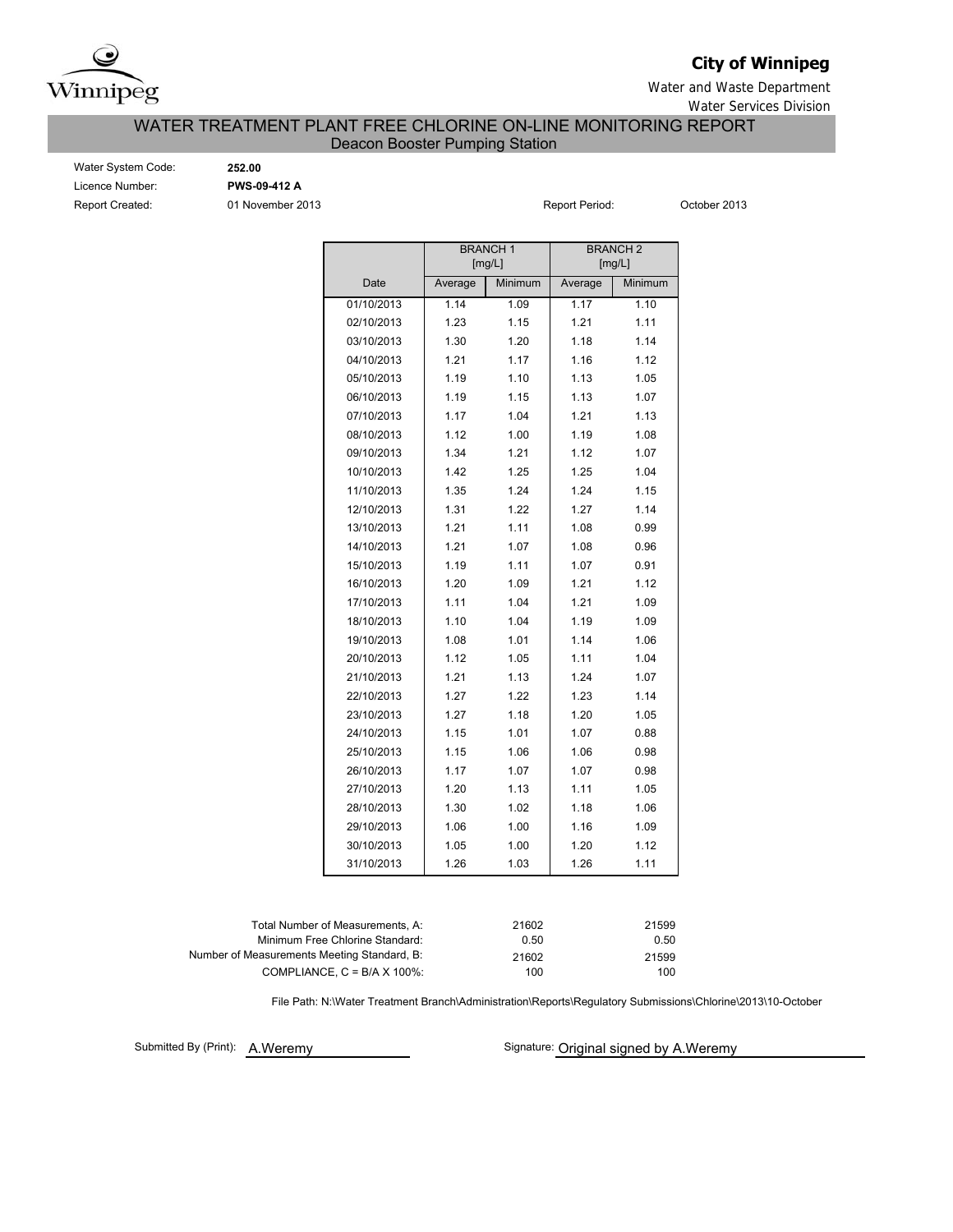**City of Winnipeg**

Water and Waste Department

Water Services Division

# WATER TREATMENT PLANT FREE CHLORINE ON-LINE MONITORING REPORT

## Deacon Booster Pumping Station

Water System Code: **252.00**

Licence Number: **PWS-09-412 A**

Report Created: 01 November 2013

Report Period: October 2013

| | BRANCH 1 [mg/L] | | BRANCH 2 [mg/L] | |
|---|---|---|---|---|
| Date | Average | Minimum | Average | Minimum |
| 01/10/2013 | 1.14 | 1.09 | 1.17 | 1.10 |
| 02/10/2013 | 1.23 | 1.15 | 1.21 | 1.11 |
| 03/10/2013 | 1.30 | 1.20 | 1.18 | 1.14 |
| 04/10/2013 | 1.21 | 1.17 | 1.16 | 1.12 |
| 05/10/2013 | 1.19 | 1.10 | 1.13 | 1.05 |
| 06/10/2013 | 1.19 | 1.15 | 1.13 | 1.07 |
| 07/10/2013 | 1.17 | 1.04 | 1.21 | 1.13 |
| 08/10/2013 | 1.12 | 1.00 | 1.19 | 1.08 |
| 09/10/2013 | 1.34 | 1.21 | 1.12 | 1.07 |
| 10/10/2013 | 1.42 | 1.25 | 1.25 | 1.04 |
| 11/10/2013 | 1.35 | 1.24 | 1.24 | 1.15 |
| 12/10/2013 | 1.31 | 1.22 | 1.27 | 1.14 |
| 13/10/2013 | 1.21 | 1.11 | 1.08 | 0.99 |
| 14/10/2013 | 1.21 | 1.07 | 1.08 | 0.96 |
| 15/10/2013 | 1.19 | 1.11 | 1.07 | 0.91 |
| 16/10/2013 | 1.20 | 1.09 | 1.21 | 1.12 |
| 17/10/2013 | 1.11 | 1.04 | 1.21 | 1.09 |
| 18/10/2013 | 1.10 | 1.04 | 1.19 | 1.09 |
| 19/10/2013 | 1.08 | 1.01 | 1.14 | 1.06 |
| 20/10/2013 | 1.12 | 1.05 | 1.11 | 1.04 |
| 21/10/2013 | 1.21 | 1.13 | 1.24 | 1.07 |
| 22/10/2013 | 1.27 | 1.22 | 1.23 | 1.14 |
| 23/10/2013 | 1.27 | 1.18 | 1.20 | 1.05 |
| 24/10/2013 | 1.15 | 1.01 | 1.07 | 0.88 |
| 25/10/2013 | 1.15 | 1.06 | 1.06 | 0.98 |
| 26/10/2013 | 1.17 | 1.07 | 1.07 | 0.98 |
| 27/10/2013 | 1.20 | 1.13 | 1.11 | 1.05 |
| 28/10/2013 | 1.30 | 1.02 | 1.18 | 1.06 |
| 29/10/2013 | 1.06 | 1.00 | 1.16 | 1.09 |
| 30/10/2013 | 1.05 | 1.00 | 1.20 | 1.12 |
| 31/10/2013 | 1.26 | 1.03 | 1.26 | 1.11 |

| | Branch 1 | Branch 2 |
|---|---|---|
| Total Number of Measurements, A: | 21602 | 21599 |
| Minimum Free Chlorine Standard: | 0.50 | 0.50 |
| Number of Measurements Meeting Standard, B: | 21602 | 21599 |
| COMPLIANCE, C = B/A X 100%: | 100 | 100 |

File Path: N:\Water Treatment Branch\Administration\Reports\Regulatory Submissions\Chlorine\2013\10-October

Submitted By (Print): A.Weremy

Signature: Original signed by A.Weremy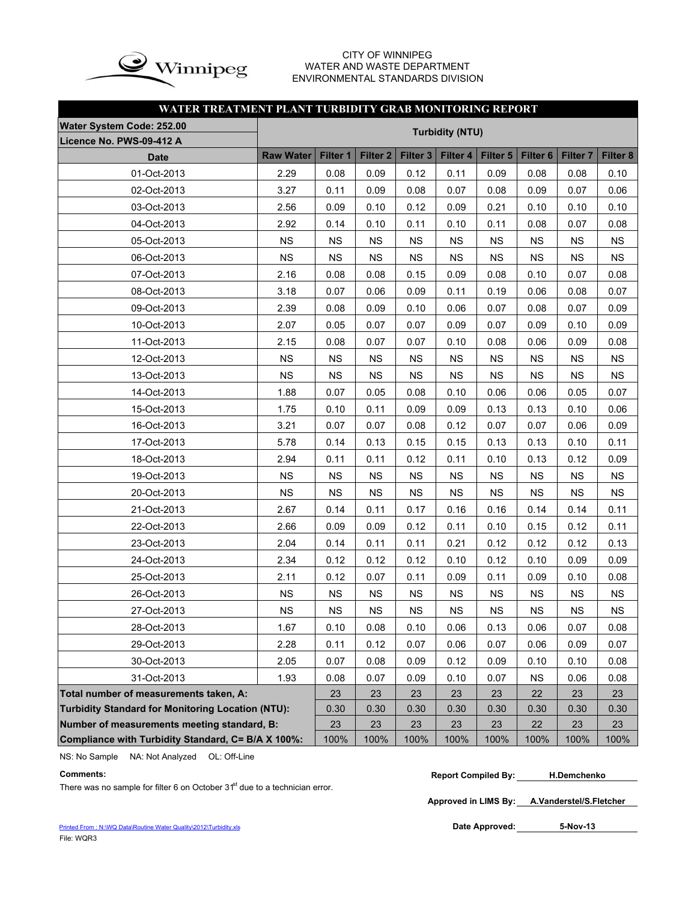CITY OF WINNIPEG
WATER AND WASTE DEPARTMENT
ENVIRONMENTAL STANDARDS DIVISION

## WATER TREATMENT PLANT TURBIDITY GRAB MONITORING REPORT

| Water System Code: 252.00 / Licence No. PWS-09-412 A | Turbidity (NTU) | | | | | | | | |
|---|---|---|---|---|---|---|---|---|---|
| Date | Raw Water | Filter 1 | Filter 2 | Filter 3 | Filter 4 | Filter 5 | Filter 6 | Filter 7 | Filter 8 |
| 01-Oct-2013 | 2.29 | 0.08 | 0.09 | 0.12 | 0.11 | 0.09 | 0.08 | 0.08 | 0.10 |
| 02-Oct-2013 | 3.27 | 0.11 | 0.09 | 0.08 | 0.07 | 0.08 | 0.09 | 0.07 | 0.06 |
| 03-Oct-2013 | 2.56 | 0.09 | 0.10 | 0.12 | 0.09 | 0.21 | 0.10 | 0.10 | 0.10 |
| 04-Oct-2013 | 2.92 | 0.14 | 0.10 | 0.11 | 0.10 | 0.11 | 0.08 | 0.07 | 0.08 |
| 05-Oct-2013 | NS | NS | NS | NS | NS | NS | NS | NS | NS |
| 06-Oct-2013 | NS | NS | NS | NS | NS | NS | NS | NS | NS |
| 07-Oct-2013 | 2.16 | 0.08 | 0.08 | 0.15 | 0.09 | 0.08 | 0.10 | 0.07 | 0.08 |
| 08-Oct-2013 | 3.18 | 0.07 | 0.06 | 0.09 | 0.11 | 0.19 | 0.06 | 0.08 | 0.07 |
| 09-Oct-2013 | 2.39 | 0.08 | 0.09 | 0.10 | 0.06 | 0.07 | 0.08 | 0.07 | 0.09 |
| 10-Oct-2013 | 2.07 | 0.05 | 0.07 | 0.07 | 0.09 | 0.07 | 0.09 | 0.10 | 0.09 |
| 11-Oct-2013 | 2.15 | 0.08 | 0.07 | 0.07 | 0.10 | 0.08 | 0.06 | 0.09 | 0.08 |
| 12-Oct-2013 | NS | NS | NS | NS | NS | NS | NS | NS | NS |
| 13-Oct-2013 | NS | NS | NS | NS | NS | NS | NS | NS | NS |
| 14-Oct-2013 | 1.88 | 0.07 | 0.05 | 0.08 | 0.10 | 0.06 | 0.06 | 0.05 | 0.07 |
| 15-Oct-2013 | 1.75 | 0.10 | 0.11 | 0.09 | 0.09 | 0.13 | 0.13 | 0.10 | 0.06 |
| 16-Oct-2013 | 3.21 | 0.07 | 0.07 | 0.08 | 0.12 | 0.07 | 0.07 | 0.06 | 0.09 |
| 17-Oct-2013 | 5.78 | 0.14 | 0.13 | 0.15 | 0.15 | 0.13 | 0.13 | 0.10 | 0.11 |
| 18-Oct-2013 | 2.94 | 0.11 | 0.11 | 0.12 | 0.11 | 0.10 | 0.13 | 0.12 | 0.09 |
| 19-Oct-2013 | NS | NS | NS | NS | NS | NS | NS | NS | NS |
| 20-Oct-2013 | NS | NS | NS | NS | NS | NS | NS | NS | NS |
| 21-Oct-2013 | 2.67 | 0.14 | 0.11 | 0.17 | 0.16 | 0.16 | 0.14 | 0.14 | 0.11 |
| 22-Oct-2013 | 2.66 | 0.09 | 0.09 | 0.12 | 0.11 | 0.10 | 0.15 | 0.12 | 0.11 |
| 23-Oct-2013 | 2.04 | 0.14 | 0.11 | 0.11 | 0.21 | 0.12 | 0.12 | 0.12 | 0.13 |
| 24-Oct-2013 | 2.34 | 0.12 | 0.12 | 0.12 | 0.10 | 0.12 | 0.10 | 0.09 | 0.09 |
| 25-Oct-2013 | 2.11 | 0.12 | 0.07 | 0.11 | 0.09 | 0.11 | 0.09 | 0.10 | 0.08 |
| 26-Oct-2013 | NS | NS | NS | NS | NS | NS | NS | NS | NS |
| 27-Oct-2013 | NS | NS | NS | NS | NS | NS | NS | NS | NS |
| 28-Oct-2013 | 1.67 | 0.10 | 0.08 | 0.10 | 0.06 | 0.13 | 0.06 | 0.07 | 0.08 |
| 29-Oct-2013 | 2.28 | 0.11 | 0.12 | 0.07 | 0.06 | 0.07 | 0.06 | 0.09 | 0.07 |
| 30-Oct-2013 | 2.05 | 0.07 | 0.08 | 0.09 | 0.12 | 0.09 | 0.10 | 0.10 | 0.08 |
| 31-Oct-2013 | 1.93 | 0.08 | 0.07 | 0.09 | 0.10 | 0.07 | NS | 0.06 | 0.08 |
| **Total number of measurements taken, A:** | | 23 | 23 | 23 | 23 | 23 | 22 | 23 | 23 |
| **Turbidity Standard for Monitoring Location (NTU):** | | 0.30 | 0.30 | 0.30 | 0.30 | 0.30 | 0.30 | 0.30 | 0.30 |
| **Number of measurements meeting standard, B:** | | 23 | 23 | 23 | 23 | 23 | 22 | 23 | 23 |
| **Compliance with Turbidity Standard, C= B/A X 100%:** | | 100% | 100% | 100% | 100% | 100% | 100% | 100% | 100% |

NS: No Sample NA: Not Analyzed OL: Off-Line

**Comments:**

There was no sample for filter 6 on October 31st due to a technician error.

**Report Compiled By:** H.Demchenko

**Approved in LIMS By:** A.Vanderstel/S.Fletcher

**Date Approved:** 5-Nov-13

Printed From : N:\WQ Data\Routine Water Quality\2012\Turbidity.xls
File: WQR3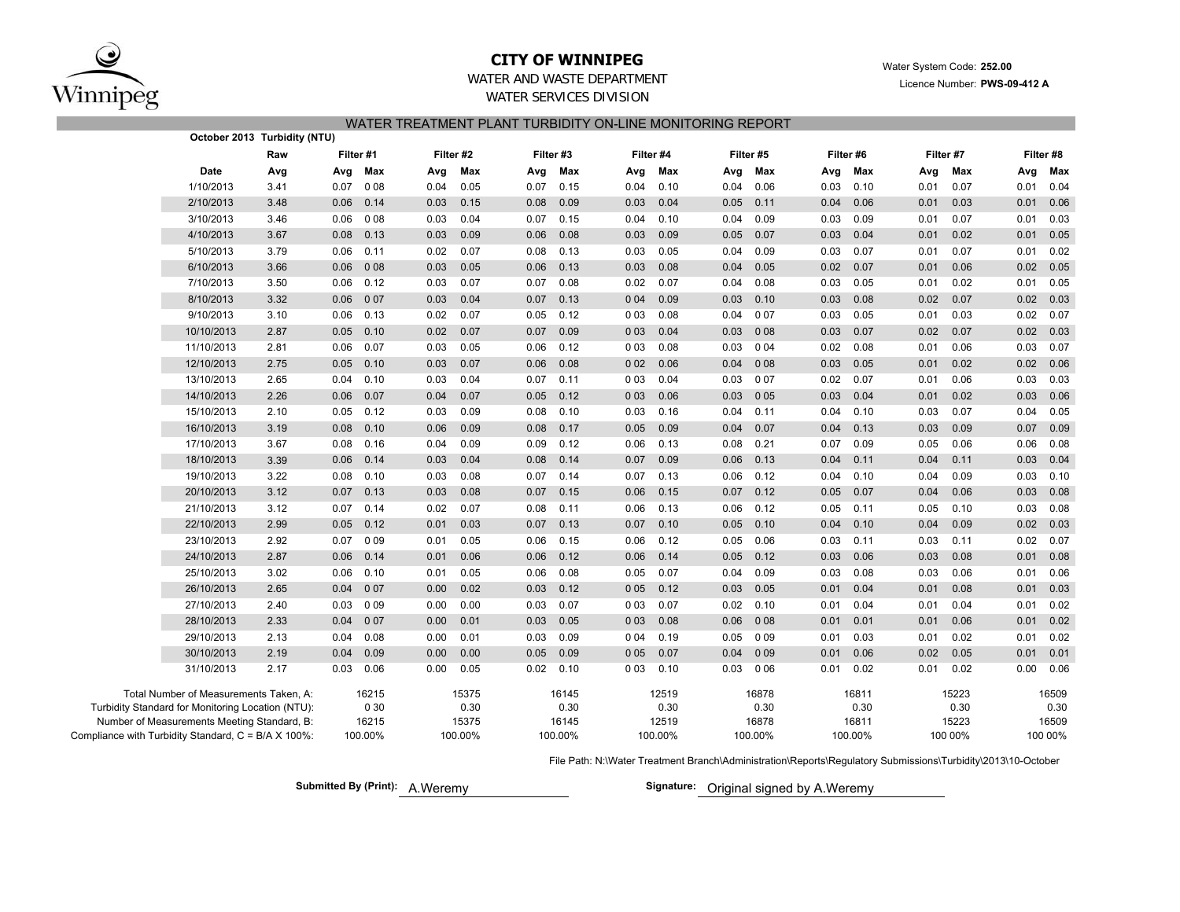# CITY OF WINNIPEG

WATER AND WASTE DEPARTMENT

WATER SERVICES DIVISION

Water System Code: **252.00**

Licence Number: **PWS-09-412 A**

## WATER TREATMENT PLANT TURBIDITY ON-LINE MONITORING REPORT

**October 2013 Turbidity (NTU)**

| | Raw | Filter #1 | | Filter #2 | | Filter #3 | | Filter #4 | | Filter #5 | | Filter #6 | | Filter #7 | | Filter #8 | |
|---|---|---|---|---|---|---|---|---|---|---|---|---|---|---|---|---|---|
| Date | Avg | Avg | Max | Avg | Max | Avg | Max | Avg | Max | Avg | Max | Avg | Max | Avg | Max | Avg | Max |
| 1/10/2013 | 3.41 | 0.07 | 0 08 | 0.04 | 0.05 | 0.07 | 0.15 | 0.04 | 0.10 | 0.04 | 0.06 | 0.03 | 0.10 | 0.01 | 0.07 | 0.01 | 0.04 |
| 2/10/2013 | 3.48 | 0.06 | 0.14 | 0.03 | 0.15 | 0.08 | 0.09 | 0.03 | 0.04 | 0.05 | 0.11 | 0.04 | 0.06 | 0.01 | 0.03 | 0.01 | 0.06 |
| 3/10/2013 | 3.46 | 0.06 | 0 08 | 0.03 | 0.04 | 0.07 | 0.15 | 0.04 | 0.10 | 0.04 | 0.09 | 0.03 | 0.09 | 0.01 | 0.07 | 0.01 | 0.03 |
| 4/10/2013 | 3.67 | 0.08 | 0.13 | 0.03 | 0.09 | 0.06 | 0.08 | 0.03 | 0.09 | 0.05 | 0.07 | 0.03 | 0.04 | 0.01 | 0.02 | 0.01 | 0.05 |
| 5/10/2013 | 3.79 | 0.06 | 0.11 | 0.02 | 0.07 | 0.08 | 0.13 | 0.03 | 0.05 | 0.04 | 0.09 | 0.03 | 0.07 | 0.01 | 0.07 | 0.01 | 0.02 |
| 6/10/2013 | 3.66 | 0.06 | 0 08 | 0.03 | 0.05 | 0.06 | 0.13 | 0.03 | 0.08 | 0.04 | 0.05 | 0.02 | 0.07 | 0.01 | 0.06 | 0.02 | 0.05 |
| 7/10/2013 | 3.50 | 0.06 | 0.12 | 0.03 | 0.07 | 0.07 | 0.08 | 0.02 | 0.07 | 0.04 | 0.08 | 0.03 | 0.05 | 0.01 | 0.02 | 0.01 | 0.05 |
| 8/10/2013 | 3.32 | 0.06 | 0 07 | 0.03 | 0.04 | 0.07 | 0.13 | 0 04 | 0.09 | 0.03 | 0.10 | 0.03 | 0.08 | 0.02 | 0.07 | 0.02 | 0.03 |
| 9/10/2013 | 3.10 | 0.06 | 0.13 | 0.02 | 0.07 | 0.05 | 0.12 | 0 03 | 0.08 | 0.04 | 0 07 | 0.03 | 0.05 | 0.01 | 0.03 | 0.02 | 0.07 |
| 10/10/2013 | 2.87 | 0.05 | 0.10 | 0.02 | 0.07 | 0.07 | 0.09 | 0 03 | 0.04 | 0.03 | 0 08 | 0.03 | 0.07 | 0.02 | 0.07 | 0.02 | 0.03 |
| 11/10/2013 | 2.81 | 0.06 | 0.07 | 0.03 | 0.05 | 0.06 | 0.12 | 0 03 | 0.08 | 0.03 | 0 04 | 0.02 | 0.08 | 0.01 | 0.06 | 0.03 | 0.07 |
| 12/10/2013 | 2.75 | 0.05 | 0.10 | 0.03 | 0.07 | 0.06 | 0.08 | 0 02 | 0.06 | 0.04 | 0 08 | 0.03 | 0.05 | 0.01 | 0.02 | 0.02 | 0.06 |
| 13/10/2013 | 2.65 | 0.04 | 0.10 | 0.03 | 0.04 | 0.07 | 0.11 | 0 03 | 0.04 | 0.03 | 0 07 | 0.02 | 0.07 | 0.01 | 0.06 | 0.03 | 0.03 |
| 14/10/2013 | 2.26 | 0.06 | 0.07 | 0.04 | 0.07 | 0.05 | 0.12 | 0 03 | 0.06 | 0.03 | 0 05 | 0.03 | 0.04 | 0.01 | 0.02 | 0.03 | 0.06 |
| 15/10/2013 | 2.10 | 0.05 | 0.12 | 0.03 | 0.09 | 0.08 | 0.10 | 0.03 | 0.16 | 0.04 | 0.11 | 0.04 | 0.10 | 0.03 | 0.07 | 0.04 | 0.05 |
| 16/10/2013 | 3.19 | 0.08 | 0.10 | 0.06 | 0.09 | 0.08 | 0.17 | 0.05 | 0.09 | 0.04 | 0.07 | 0.04 | 0.13 | 0.03 | 0.09 | 0.07 | 0.09 |
| 17/10/2013 | 3.67 | 0.08 | 0.16 | 0.04 | 0.09 | 0.09 | 0.12 | 0.06 | 0.13 | 0.08 | 0.21 | 0.07 | 0.09 | 0.05 | 0.06 | 0.06 | 0.08 |
| 18/10/2013 | 3.39 | 0.06 | 0.14 | 0.03 | 0.04 | 0.08 | 0.14 | 0.07 | 0.09 | 0.06 | 0.13 | 0.04 | 0.11 | 0.04 | 0.11 | 0.03 | 0.04 |
| 19/10/2013 | 3.22 | 0.08 | 0.10 | 0.03 | 0.08 | 0.07 | 0.14 | 0.07 | 0.13 | 0.06 | 0.12 | 0.04 | 0.10 | 0.04 | 0.09 | 0.03 | 0.10 |
| 20/10/2013 | 3.12 | 0.07 | 0.13 | 0.03 | 0.08 | 0.07 | 0.15 | 0.06 | 0.15 | 0.07 | 0.12 | 0.05 | 0.07 | 0.04 | 0.06 | 0.03 | 0.08 |
| 21/10/2013 | 3.12 | 0.07 | 0.14 | 0.02 | 0.07 | 0.08 | 0.11 | 0.06 | 0.13 | 0.06 | 0.12 | 0.05 | 0.11 | 0.05 | 0.10 | 0.03 | 0.08 |
| 22/10/2013 | 2.99 | 0.05 | 0.12 | 0.01 | 0.03 | 0.07 | 0.13 | 0.07 | 0.10 | 0.05 | 0.10 | 0.04 | 0.10 | 0.04 | 0.09 | 0.02 | 0.03 |
| 23/10/2013 | 2.92 | 0.07 | 0 09 | 0.01 | 0.05 | 0.06 | 0.15 | 0.06 | 0.12 | 0.05 | 0.06 | 0.03 | 0.11 | 0.03 | 0.11 | 0.02 | 0.07 |
| 24/10/2013 | 2.87 | 0.06 | 0.14 | 0.01 | 0.06 | 0.06 | 0.12 | 0.06 | 0.14 | 0.05 | 0.12 | 0.03 | 0.06 | 0.03 | 0.08 | 0.01 | 0.08 |
| 25/10/2013 | 3.02 | 0.06 | 0.10 | 0.01 | 0.05 | 0.06 | 0.08 | 0.05 | 0.07 | 0.04 | 0.09 | 0.03 | 0.08 | 0.03 | 0.06 | 0.01 | 0.06 |
| 26/10/2013 | 2.65 | 0.04 | 0 07 | 0.00 | 0.02 | 0.03 | 0.12 | 0 05 | 0.12 | 0.03 | 0.05 | 0.01 | 0.04 | 0.01 | 0.08 | 0.01 | 0.03 |
| 27/10/2013 | 2.40 | 0.03 | 0 09 | 0.00 | 0.00 | 0.03 | 0.07 | 0 03 | 0.07 | 0.02 | 0.10 | 0.01 | 0.04 | 0.01 | 0.04 | 0.01 | 0.02 |
| 28/10/2013 | 2.33 | 0.04 | 0 07 | 0.00 | 0.01 | 0.03 | 0.05 | 0 03 | 0.08 | 0.06 | 0 08 | 0.01 | 0.01 | 0.01 | 0.06 | 0.01 | 0.02 |
| 29/10/2013 | 2.13 | 0.04 | 0.08 | 0.00 | 0.01 | 0.03 | 0.09 | 0 04 | 0.19 | 0.05 | 0 09 | 0.01 | 0.03 | 0.01 | 0.02 | 0.01 | 0.02 |
| 30/10/2013 | 2.19 | 0.04 | 0.09 | 0.00 | 0.00 | 0.05 | 0.09 | 0 05 | 0.07 | 0.04 | 0 09 | 0.01 | 0.06 | 0.02 | 0.05 | 0.01 | 0.01 |
| 31/10/2013 | 2.17 | 0.03 | 0.06 | 0.00 | 0.05 | 0.02 | 0.10 | 0 03 | 0.10 | 0.03 | 0 06 | 0.01 | 0.02 | 0.01 | 0.02 | 0.00 | 0.06 |
| Total Number of Measurements Taken, A: | | 16215 | | 15375 | | 16145 | | 12519 | | 16878 | | 16811 | | 15223 | | 16509 | |
| Turbidity Standard for Monitoring Location (NTU): | | 0 30 | | 0.30 | | 0.30 | | 0.30 | | 0.30 | | 0.30 | | 0.30 | | 0.30 | |
| Number of Measurements Meeting Standard, B: | | 16215 | | 15375 | | 16145 | | 12519 | | 16878 | | 16811 | | 15223 | | 16509 | |
| Compliance with Turbidity Standard, C = B/A X 100%: | | 100.00% | | 100.00% | | 100.00% | | 100.00% | | 100.00% | | 100.00% | | 100 00% | | 100 00% | |

File Path: N:\Water Treatment Branch\Administration\Reports\Regulatory Submissions\Turbidity\2013\10-October

**Submitted By (Print):** A.Weremy

**Signature:** Original signed by A.Weremy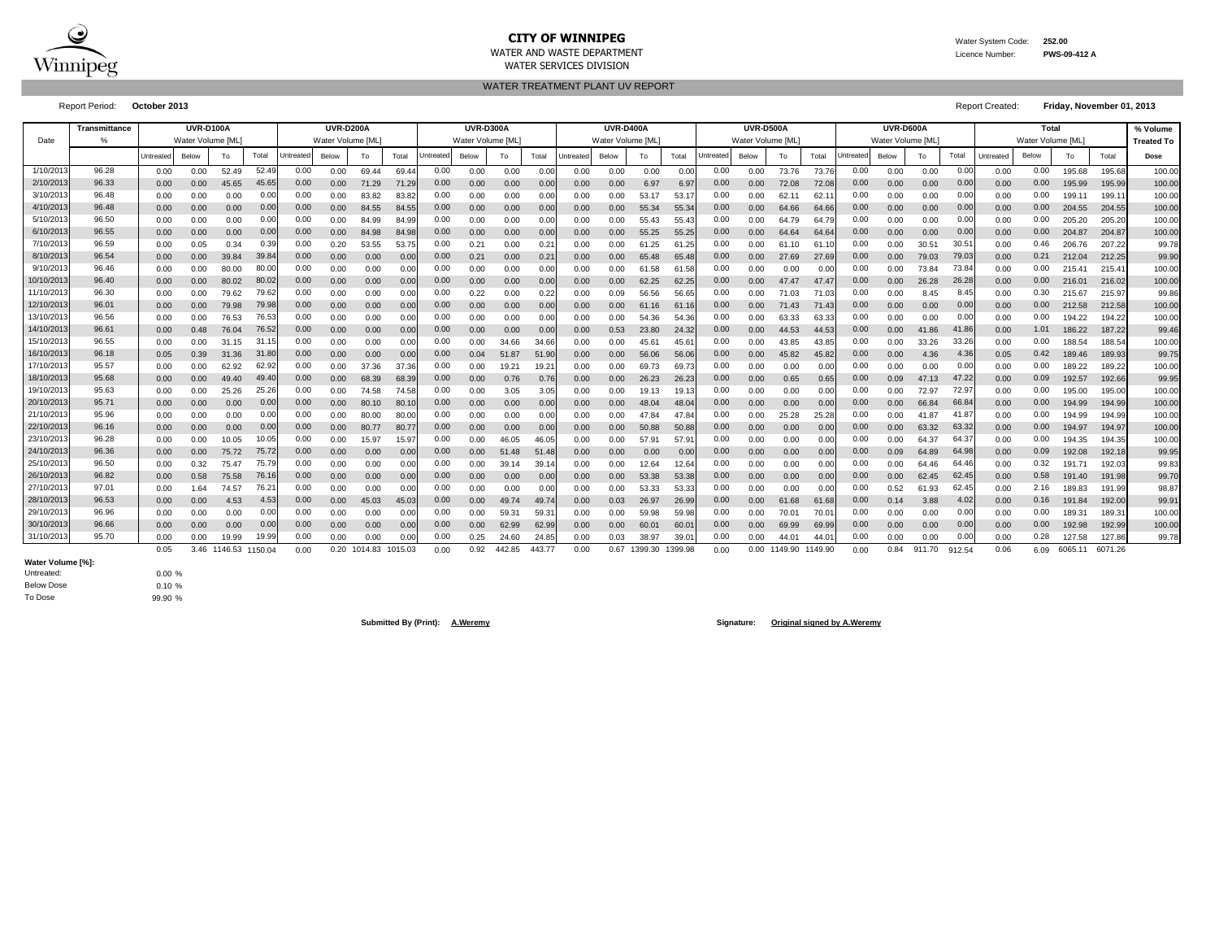# CITY OF WINNIPEG

WATER AND WASTE DEPARTMENT

WATER SERVICES DIVISION

Water System Code: **252.00**

Licence Number: **PWS-09-412 A**

## WATER TREATMENT PLANT UV REPORT

Report Period: **October 2013**

Report Created: **Friday, November 01, 2013**

| Date | Transmittance | UVR-D100A | | | | UVR-D200A | | | | UVR-D300A | | | | UVR-D400A | | | | UVR-D500A | | | | UVR-D600A | | | | Total | | | | % Volume |
|---|---|---|---|---|---|---|---|---|---|---|---|---|---|---|---|---|---|---|---|---|---|---|---|---|---|---|---|---|---|---|
| | % | Water Volume [ML] | | | | Water Volume [ML] | | | | Water Volume [ML] | | | | Water Volume [ML] | | | | Water Volume [ML] | | | | Water Volume [ML] | | | | Water Volume [ML] | | | | Treated To |
| | | Untreated | Below | To | Total | Untreated | Below | To | Total | Untreated | Below | To | Total | Untreated | Below | To | Total | Untreated | Below | To | Total | Untreated | Below | To | Total | Untreated | Below | To | Total | Dose |
| 1/10/2013 | 96.28 | 0.00 | 0.00 | 52.49 | 52.49 | 0.00 | 0.00 | 69.44 | 69.44 | 0.00 | 0.00 | 0.00 | 0.00 | 0.00 | 0.00 | 0.00 | 0.00 | 0.00 | 0.00 | 73.76 | 73.76 | 0.00 | 0.00 | 0.00 | 0.00 | 0.00 | 0.00 | 195.68 | 195.68 | 100.00 |
| 2/10/2013 | 96.33 | 0.00 | 0.00 | 45.65 | 45.65 | 0.00 | 0.00 | 71.29 | 71.29 | 0.00 | 0.00 | 0.00 | 0.00 | 0.00 | 0.00 | 6.97 | 6.97 | 0.00 | 0.00 | 72.08 | 72.08 | 0.00 | 0.00 | 0.00 | 0.00 | 0.00 | 0.00 | 195.99 | 195.99 | 100.00 |
| 3/10/2013 | 96.48 | 0.00 | 0.00 | 0.00 | 0.00 | 0.00 | 0.00 | 83.82 | 83.82 | 0.00 | 0.00 | 0.00 | 0.00 | 0.00 | 0.00 | 53.17 | 53.17 | 0.00 | 0.00 | 62.11 | 62.11 | 0.00 | 0.00 | 0.00 | 0.00 | 0.00 | 0.00 | 199.11 | 199.11 | 100.00 |
| 4/10/2013 | 96.48 | 0.00 | 0.00 | 0.00 | 0.00 | 0.00 | 0.00 | 84.55 | 84.55 | 0.00 | 0.00 | 0.00 | 0.00 | 0.00 | 0.00 | 55.34 | 55.34 | 0.00 | 0.00 | 64.66 | 64.66 | 0.00 | 0.00 | 0.00 | 0.00 | 0.00 | 0.00 | 204.55 | 204.55 | 100.00 |
| 5/10/2013 | 96.50 | 0.00 | 0.00 | 0.00 | 0.00 | 0.00 | 0.00 | 84.99 | 84.99 | 0.00 | 0.00 | 0.00 | 0.00 | 0.00 | 0.00 | 55.43 | 55.43 | 0.00 | 0.00 | 64.79 | 64.79 | 0.00 | 0.00 | 0.00 | 0.00 | 0.00 | 0.00 | 205.20 | 205.20 | 100.00 |
| 6/10/2013 | 96.55 | 0.00 | 0.00 | 0.00 | 0.00 | 0.00 | 0.00 | 84.98 | 84.98 | 0.00 | 0.00 | 0.00 | 0.00 | 0.00 | 0.00 | 55.25 | 55.25 | 0.00 | 0.00 | 64.64 | 64.64 | 0.00 | 0.00 | 0.00 | 0.00 | 0.00 | 0.00 | 204.87 | 204.87 | 100.00 |
| 7/10/2013 | 96.59 | 0.00 | 0.05 | 0.34 | 0.39 | 0.00 | 0.20 | 53.55 | 53.75 | 0.00 | 0.21 | 0.00 | 0.21 | 0.00 | 0.00 | 61.25 | 61.25 | 0.00 | 0.00 | 61.10 | 61.10 | 0.00 | 0.00 | 30.51 | 30.51 | 0.00 | 0.46 | 206.76 | 207.22 | 99.78 |
| 8/10/2013 | 96.54 | 0.00 | 0.00 | 39.84 | 39.84 | 0.00 | 0.00 | 0.00 | 0.00 | 0.00 | 0.21 | 0.00 | 0.21 | 0.00 | 0.00 | 65.48 | 65.48 | 0.00 | 0.00 | 27.69 | 27.69 | 0.00 | 0.00 | 79.03 | 79.03 | 0.00 | 0.21 | 212.04 | 212.25 | 99.90 |
| 9/10/2013 | 96.46 | 0.00 | 0.00 | 80.00 | 80.00 | 0.00 | 0.00 | 0.00 | 0.00 | 0.00 | 0.00 | 0.00 | 0.00 | 0.00 | 0.00 | 61.58 | 61.58 | 0.00 | 0.00 | 0.00 | 0.00 | 0.00 | 0.00 | 73.84 | 73.84 | 0.00 | 0.00 | 215.41 | 215.41 | 100.00 |
| 10/10/2013 | 96.40 | 0.00 | 0.00 | 80.02 | 80.02 | 0.00 | 0.00 | 0.00 | 0.00 | 0.00 | 0.00 | 0.00 | 0.00 | 0.00 | 0.00 | 62.25 | 62.25 | 0.00 | 0.00 | 47.47 | 47.47 | 0.00 | 0.00 | 26.28 | 26.28 | 0.00 | 0.00 | 216.01 | 216.02 | 100.00 |
| 11/10/2013 | 96.30 | 0.00 | 0.00 | 79.62 | 79.62 | 0.00 | 0.00 | 0.00 | 0.00 | 0.00 | 0.22 | 0.00 | 0.22 | 0.00 | 0.09 | 56.56 | 56.65 | 0.00 | 0.00 | 71.03 | 71.03 | 0.00 | 0.00 | 8.45 | 8.45 | 0.00 | 0.30 | 215.67 | 215.97 | 99.86 |
| 12/10/2013 | 96.01 | 0.00 | 0.00 | 79.98 | 79.98 | 0.00 | 0.00 | 0.00 | 0.00 | 0.00 | 0.00 | 0.00 | 0.00 | 0.00 | 0.00 | 61.16 | 61.16 | 0.00 | 0.00 | 71.43 | 71.43 | 0.00 | 0.00 | 0.00 | 0.00 | 0.00 | 0.00 | 212.58 | 212.58 | 100.00 |
| 13/10/2013 | 96.56 | 0.00 | 0.00 | 76.53 | 76.53 | 0.00 | 0.00 | 0.00 | 0.00 | 0.00 | 0.00 | 0.00 | 0.00 | 0.00 | 0.00 | 54.36 | 54.36 | 0.00 | 0.00 | 63.33 | 63.33 | 0.00 | 0.00 | 0.00 | 0.00 | 0.00 | 0.00 | 194.22 | 194.22 | 100.00 |
| 14/10/2013 | 96.61 | 0.00 | 0.48 | 76.04 | 76.52 | 0.00 | 0.00 | 0.00 | 0.00 | 0.00 | 0.00 | 0.00 | 0.00 | 0.00 | 0.53 | 23.80 | 24.32 | 0.00 | 0.00 | 44.53 | 44.53 | 0.00 | 0.00 | 41.86 | 41.86 | 0.00 | 1.01 | 186.22 | 187.22 | 99.46 |
| 15/10/2013 | 96.55 | 0.00 | 0.00 | 31.15 | 31.15 | 0.00 | 0.00 | 0.00 | 0.00 | 0.00 | 0.00 | 34.66 | 34.66 | 0.00 | 0.00 | 45.61 | 45.61 | 0.00 | 0.00 | 43.85 | 43.85 | 0.00 | 0.00 | 33.26 | 33.26 | 0.00 | 0.00 | 188.54 | 188.54 | 100.00 |
| 16/10/2013 | 96.18 | 0.05 | 0.39 | 31.36 | 31.80 | 0.00 | 0.00 | 0.00 | 0.00 | 0.00 | 0.04 | 51.87 | 51.90 | 0.00 | 0.00 | 56.06 | 56.06 | 0.00 | 0.00 | 45.82 | 45.82 | 0.00 | 0.00 | 4.36 | 4.36 | 0.05 | 0.42 | 189.46 | 189.93 | 99.75 |
| 17/10/2013 | 95.57 | 0.00 | 0.00 | 62.92 | 62.92 | 0.00 | 0.00 | 37.36 | 37.36 | 0.00 | 0.00 | 19.21 | 19.21 | 0.00 | 0.00 | 69.73 | 69.73 | 0.00 | 0.00 | 0.00 | 0.00 | 0.00 | 0.00 | 0.00 | 0.00 | 0.00 | 0.00 | 189.22 | 189.22 | 100.00 |
| 18/10/2013 | 95.68 | 0.00 | 0.00 | 49.40 | 49.40 | 0.00 | 0.00 | 68.39 | 68.39 | 0.00 | 0.00 | 0.76 | 0.76 | 0.00 | 0.00 | 26.23 | 26.23 | 0.00 | 0.00 | 0.65 | 0.65 | 0.00 | 0.09 | 47.13 | 47.22 | 0.00 | 0.09 | 192.57 | 192.66 | 99.95 |
| 19/10/2013 | 95.63 | 0.00 | 0.00 | 25.26 | 25.26 | 0.00 | 0.00 | 74.58 | 74.58 | 0.00 | 0.00 | 3.05 | 3.05 | 0.00 | 0.00 | 19.13 | 19.13 | 0.00 | 0.00 | 0.00 | 0.00 | 0.00 | 0.00 | 72.97 | 72.97 | 0.00 | 0.00 | 195.00 | 195.00 | 100.00 |
| 20/10/2013 | 95.71 | 0.00 | 0.00 | 0.00 | 0.00 | 0.00 | 0.00 | 80.10 | 80.10 | 0.00 | 0.00 | 0.00 | 0.00 | 0.00 | 0.00 | 48.04 | 48.04 | 0.00 | 0.00 | 0.00 | 0.00 | 0.00 | 0.00 | 66.84 | 66.84 | 0.00 | 0.00 | 194.99 | 194.99 | 100.00 |
| 21/10/2013 | 95.96 | 0.00 | 0.00 | 0.00 | 0.00 | 0.00 | 0.00 | 80.00 | 80.00 | 0.00 | 0.00 | 0.00 | 0.00 | 0.00 | 0.00 | 47.84 | 47.84 | 0.00 | 0.00 | 25.28 | 25.28 | 0.00 | 0.00 | 41.87 | 41.87 | 0.00 | 0.00 | 194.99 | 194.99 | 100.00 |
| 22/10/2013 | 96.16 | 0.00 | 0.00 | 0.00 | 0.00 | 0.00 | 0.00 | 80.77 | 80.77 | 0.00 | 0.00 | 0.00 | 0.00 | 0.00 | 0.00 | 50.88 | 50.88 | 0.00 | 0.00 | 0.00 | 0.00 | 0.00 | 0.00 | 63.32 | 63.32 | 0.00 | 0.00 | 194.97 | 194.97 | 100.00 |
| 23/10/2013 | 96.28 | 0.00 | 0.00 | 10.05 | 10.05 | 0.00 | 0.00 | 15.97 | 15.97 | 0.00 | 0.00 | 46.05 | 46.05 | 0.00 | 0.00 | 57.91 | 57.91 | 0.00 | 0.00 | 0.00 | 0.00 | 0.00 | 0.00 | 64.37 | 64.37 | 0.00 | 0.00 | 194.35 | 194.35 | 100.00 |
| 24/10/2013 | 96.36 | 0.00 | 0.00 | 75.72 | 75.72 | 0.00 | 0.00 | 0.00 | 0.00 | 0.00 | 0.00 | 51.48 | 51.48 | 0.00 | 0.00 | 0.00 | 0.00 | 0.00 | 0.00 | 0.00 | 0.00 | 0.00 | 0.09 | 64.89 | 64.98 | 0.00 | 0.09 | 192.08 | 192.18 | 99.95 |
| 25/10/2013 | 96.50 | 0.00 | 0.32 | 75.47 | 75.79 | 0.00 | 0.00 | 0.00 | 0.00 | 0.00 | 0.00 | 39.14 | 39.14 | 0.00 | 0.00 | 12.64 | 12.64 | 0.00 | 0.00 | 0.00 | 0.00 | 0.00 | 0.00 | 64.46 | 64.46 | 0.00 | 0.32 | 191.71 | 192.03 | 99.83 |
| 26/10/2013 | 96.82 | 0.00 | 0.58 | 75.58 | 76.16 | 0.00 | 0.00 | 0.00 | 0.00 | 0.00 | 0.00 | 0.00 | 0.00 | 0.00 | 0.00 | 53.38 | 53.38 | 0.00 | 0.00 | 0.00 | 0.00 | 0.00 | 0.00 | 62.45 | 62.45 | 0.00 | 0.58 | 191.40 | 191.98 | 99.70 |
| 27/10/2013 | 97.01 | 0.00 | 1.64 | 74.57 | 76.21 | 0.00 | 0.00 | 0.00 | 0.00 | 0.00 | 0.00 | 0.00 | 0.00 | 0.00 | 0.00 | 53.33 | 53.33 | 0.00 | 0.00 | 0.00 | 0.00 | 0.00 | 0.52 | 61.93 | 62.45 | 0.00 | 2.16 | 189.83 | 191.99 | 98.87 |
| 28/10/2013 | 96.53 | 0.00 | 0.00 | 4.53 | 4.53 | 0.00 | 0.00 | 45.03 | 45.03 | 0.00 | 0.00 | 49.74 | 49.74 | 0.00 | 0.03 | 26.97 | 26.99 | 0.00 | 0.00 | 61.68 | 61.68 | 0.00 | 0.14 | 3.88 | 4.02 | 0.00 | 0.16 | 191.84 | 192.00 | 99.91 |
| 29/10/2013 | 96.96 | 0.00 | 0.00 | 0.00 | 0.00 | 0.00 | 0.00 | 0.00 | 0.00 | 0.00 | 0.00 | 59.31 | 59.31 | 0.00 | 0.00 | 59.98 | 59.98 | 0.00 | 0.00 | 70.01 | 70.01 | 0.00 | 0.00 | 0.00 | 0.00 | 0.00 | 0.00 | 189.31 | 189.31 | 100.00 |
| 30/10/2013 | 96.66 | 0.00 | 0.00 | 0.00 | 0.00 | 0.00 | 0.00 | 0.00 | 0.00 | 0.00 | 0.00 | 62.99 | 62.99 | 0.00 | 0.00 | 60.01 | 60.01 | 0.00 | 0.00 | 69.99 | 69.99 | 0.00 | 0.00 | 0.00 | 0.00 | 0.00 | 0.00 | 192.98 | 192.99 | 100.00 |
| 31/10/2013 | 95.70 | 0.00 | 0.00 | 19.99 | 19.99 | 0.00 | 0.00 | 0.00 | 0.00 | 0.00 | 0.25 | 24.60 | 24.85 | 0.00 | 0.03 | 38.97 | 39.01 | 0.00 | 0.00 | 44.01 | 44.01 | 0.00 | 0.00 | 0.00 | 0.00 | 0.00 | 0.28 | 127.58 | 127.86 | 99.78 |
| | | 0.05 | 3.46 | 1146.53 | 1150.04 | 0.00 | 0.20 | 1014.83 | 1015.03 | 0.00 | 0.92 | 442.85 | 443.77 | 0.00 | 0.67 | 1399.30 | 1399.98 | 0.00 | 0.00 | 1149.90 | 1149.90 | 0.00 | 0.84 | 911.70 | 912.54 | 0.06 | 6.09 | 6065.11 | 6071.26 | |

**Water Volume [%]:**

| | |
|---|---|
| Untreated: | 0.00 % |
| Below Dose | 0.10 % |
| To Dose | 99.90 % |

**Submitted By (Print):** **A.Weremy**

**Signature:** **Original signed by A.Weremy**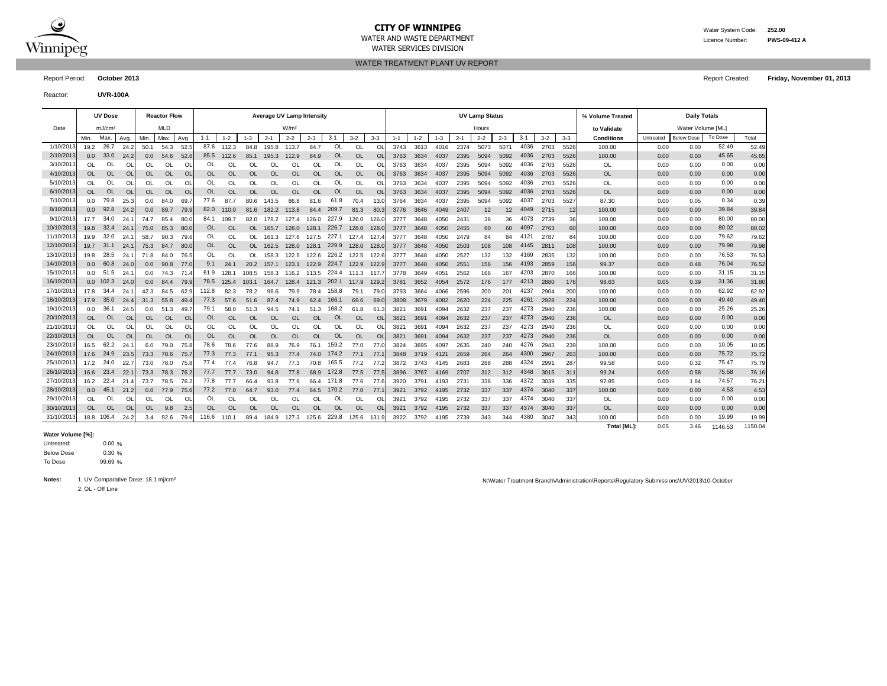**CITY OF WINNIPEG**

WATER AND WASTE DEPARTMENT

WATER SERVICES DIVISION

Water System Code: **252.00**

Licence Number: **PWS-09-412 A**

WATER TREATMENT PLANT UV REPORT

Report Period: **October 2013**

Report Created: **Friday, November 01, 2013**

Reactor: **UVR-100A**

| Date | UV Dose mJ/cm² | | | Reactor Flow MLD | | | Average UV Lamp Intensity W/m² | | | | | | | | | UV Lamp Status Hours | | | | | | | | | % Volume Treated to Validate | Daily Totals Water Volume [ML] | | | |
|---|---|---|---|---|---|---|---|---|---|---|---|---|---|---|---|---|---|---|---|---|---|---|---|---|---|---|---|---|---|
| | Min. | Max. | Avg. | Min. | Max. | Avg. | 1-1 | 1-2 | 1-3 | 2-1 | 2-2 | 2-3 | 3-1 | 3-2 | 3-3 | 1-1 | 1-2 | 1-3 | 2-1 | 2-2 | 2-3 | 3-1 | 3-2 | 3-3 | Conditions | Untreated | Below Dose | To Dose | Total |
| 1/10/2013 | 19.2 | 26.7 | 24.2 | 50.1 | 54.3 | 52.5 | 87.6 | 112.3 | 84.8 | 195.8 | 113.7 | 84.7 | OL | OL | OL | 3743 | 3613 | 4016 | 2374 | 5073 | 5071 | 4036 | 2703 | 5526 | 100.00 | 0.00 | 0.00 | 52.49 | 52.49 |
| 2/10/2013 | 0.0 | 33.0 | 24.2 | 0.0 | 54.6 | 52.6 | 85.5 | 112.6 | 85.1 | 195.3 | 112.9 | 84.9 | OL | OL | OL | 3763 | 3634 | 4037 | 2395 | 5094 | 5092 | 4036 | 2703 | 5526 | 100.00 | 0.00 | 0.00 | 45.65 | 45.65 |
| 3/10/2013 | OL | OL | OL | OL | OL | OL | OL | OL | OL | OL | OL | OL | OL | OL | OL | 3763 | 3634 | 4037 | 2395 | 5094 | 5092 | 4036 | 2703 | 5526 | OL | 0.00 | 0.00 | 0.00 | 0.00 |
| 4/10/2013 | OL | OL | OL | OL | OL | OL | OL | OL | OL | OL | OL | OL | OL | OL | OL | 3763 | 3634 | 4037 | 2395 | 5094 | 5092 | 4036 | 2703 | 5526 | OL | 0.00 | 0.00 | 0.00 | 0.00 |
| 5/10/2013 | OL | OL | OL | OL | OL | OL | OL | OL | OL | OL | OL | OL | OL | OL | OL | 3763 | 3634 | 4037 | 2395 | 5094 | 5092 | 4036 | 2703 | 5526 | OL | 0.00 | 0.00 | 0.00 | 0.00 |
| 6/10/2013 | OL | OL | OL | OL | OL | OL | OL | OL | OL | OL | OL | OL | OL | OL | OL | 3763 | 3634 | 4037 | 2395 | 5094 | 5092 | 4036 | 2703 | 5526 | OL | 0.00 | 0.00 | 0.00 | 0.00 |
| 7/10/2013 | 0.0 | 79.8 | 25.3 | 0.0 | 84.0 | 69.7 | 77.6 | 87.7 | 80.6 | 143.5 | 86.8 | 81.6 | 61.8 | 70.4 | 13.0 | 3764 | 3634 | 4037 | 2395 | 5094 | 5092 | 4037 | 2703 | 5527 | 87.30 | 0.00 | 0.05 | 0.34 | 0.39 |
| 8/10/2013 | 0.0 | 92.8 | 24.2 | 0.0 | 89.7 | 79.9 | 82.0 | 110.0 | 81.6 | 182.2 | 113.8 | 84.4 | 209.7 | 81.3 | 80.3 | 3776 | 3646 | 4049 | 2407 | 12 | 12 | 4049 | 2715 | 12 | 100.00 | 0.00 | 0.00 | 39.84 | 39.84 |
| 9/10/2013 | 17.7 | 34.0 | 24.1 | 74.7 | 85.4 | 80.0 | 84.1 | 109.7 | 82.0 | 178.2 | 127.4 | 126.0 | 227.9 | 126.0 | 126.0 | 3777 | 3648 | 4050 | 2431 | 36 | 36 | 4073 | 2739 | 36 | 100.00 | 0.00 | 0.00 | 80.00 | 80.00 |
| 10/10/2013 | 19.8 | 32.4 | 24.1 | 75.0 | 85.3 | 80.0 | OL | OL | OL | 165.7 | 128.0 | 128.1 | 226.7 | 128.0 | 128.0 | 3777 | 3648 | 4050 | 2455 | 60 | 60 | 4097 | 2763 | 60 | 100.00 | 0.00 | 0.00 | 80.02 | 80.02 |
| 11/10/2013 | 19.9 | 32.0 | 24.1 | 58.7 | 90.3 | 79.6 | OL | OL | OL | 161.3 | 127.6 | 127.5 | 227.1 | 127.4 | 127.4 | 3777 | 3648 | 4050 | 2479 | 84 | 84 | 4121 | 2787 | 84 | 100.00 | 0.00 | 0.00 | 79.62 | 79.62 |
| 12/10/2013 | 19.7 | 31.1 | 24.1 | 75.3 | 84.7 | 80.0 | OL | OL | OL | 162.5 | 128.0 | 128.1 | 229.9 | 128.0 | 128.0 | 3777 | 3648 | 4050 | 2503 | 108 | 108 | 4145 | 2811 | 108 | 100.00 | 0.00 | 0.00 | 79.98 | 79.98 |
| 13/10/2013 | 19.8 | 28.5 | 24.1 | 71.8 | 84.0 | 76.5 | OL | OL | OL | 158.3 | 122.5 | 122.6 | 226.2 | 122.5 | 122.6 | 3777 | 3648 | 4050 | 2527 | 132 | 132 | 4169 | 2835 | 132 | 100.00 | 0.00 | 0.00 | 76.53 | 76.53 |
| 14/10/2013 | 0.0 | 60.8 | 24.0 | 0.0 | 90.8 | 77.0 | 9.1 | 24.1 | 20.2 | 157.1 | 123.1 | 122.9 | 224.7 | 122.9 | 122.9 | 3777 | 3648 | 4050 | 2551 | 156 | 156 | 4193 | 2859 | 156 | 99.37 | 0.00 | 0.48 | 76.04 | 76.52 |
| 15/10/2013 | 0.0 | 51.5 | 24.1 | 0.0 | 74.3 | 71.4 | 61.9 | 128.1 | 108.5 | 158.3 | 116.2 | 113.5 | 224.4 | 111.3 | 117.7 | 3778 | 3649 | 4051 | 2562 | 166 | 167 | 4203 | 2870 | 166 | 100.00 | 0.00 | 0.00 | 31.15 | 31.15 |
| 16/10/2013 | 0.0 | 102.3 | 24.0 | 0.0 | 84.4 | 79.9 | 78.5 | 125.4 | 103.1 | 164.7 | 128.4 | 121.3 | 202.1 | 117.9 | 129.2 | 3781 | 3652 | 4054 | 2572 | 176 | 177 | 4213 | 2880 | 176 | 98.63 | 0.05 | 0.39 | 31.36 | 31.80 |
| 17/10/2013 | 17.8 | 34.4 | 24.1 | 42.3 | 84.5 | 62.9 | 112.8 | 82.3 | 78.2 | 96.6 | 79.9 | 78.4 | 158.8 | 79.1 | 79.0 | 3793 | 3664 | 4066 | 2596 | 200 | 201 | 4237 | 2904 | 200 | 100.00 | 0.00 | 0.00 | 62.92 | 62.92 |
| 18/10/2013 | 17.9 | 35.0 | 24.4 | 31.3 | 55.8 | 49.4 | 77.3 | 57.6 | 51.6 | 87.4 | 74.9 | 62.4 | 166.1 | 69.6 | 69.0 | 3808 | 3679 | 4082 | 2620 | 224 | 225 | 4261 | 2928 | 224 | 100.00 | 0.00 | 0.00 | 49.40 | 49.40 |
| 19/10/2013 | 0.0 | 36.1 | 24.5 | 0.0 | 51.3 | 49.7 | 79.1 | 58.0 | 51.3 | 94.5 | 74.1 | 51.3 | 168.2 | 61.8 | 61.3 | 3821 | 3691 | 4094 | 2632 | 237 | 237 | 4273 | 2940 | 236 | 100.00 | 0.00 | 0.00 | 25.26 | 25.26 |
| 20/10/2013 | OL | OL | OL | OL | OL | OL | OL | OL | OL | OL | OL | OL | OL | OL | OL | 3821 | 3691 | 4094 | 2632 | 237 | 237 | 4273 | 2940 | 236 | OL | 0.00 | 0.00 | 0.00 | 0.00 |
| 21/10/2013 | OL | OL | OL | OL | OL | OL | OL | OL | OL | OL | OL | OL | OL | OL | OL | 3821 | 3691 | 4094 | 2632 | 237 | 237 | 4273 | 2940 | 236 | OL | 0.00 | 0.00 | 0.00 | 0.00 |
| 22/10/2013 | OL | OL | OL | OL | OL | OL | OL | OL | OL | OL | OL | OL | OL | OL | OL | 3821 | 3691 | 4094 | 2632 | 237 | 237 | 4273 | 2940 | 236 | OL | 0.00 | 0.00 | 0.00 | 0.00 |
| 23/10/2013 | 16.5 | 62.2 | 24.1 | 6.0 | 79.0 | 75.8 | 78.6 | 78.6 | 77.6 | 88.9 | 76.9 | 76.1 | 159.2 | 77.0 | 77.0 | 3824 | 3695 | 4097 | 2635 | 240 | 240 | 4276 | 2943 | 239 | 100.00 | 0.00 | 0.00 | 10.05 | 10.05 |
| 24/10/2013 | 17.6 | 24.9 | 23.5 | 73.3 | 78.6 | 75.7 | 77.3 | 77.3 | 77.1 | 95.3 | 77.4 | 74.0 | 174.2 | 77.1 | 77.1 | 3848 | 3719 | 4121 | 2659 | 264 | 264 | 4300 | 2967 | 263 | 100.00 | 0.00 | 0.00 | 75.72 | 75.72 |
| 25/10/2013 | 17.2 | 24.0 | 22.7 | 73.0 | 78.0 | 75.8 | 77.4 | 77.4 | 76.8 | 94.7 | 77.3 | 70.8 | 165.5 | 77.2 | 77.2 | 3872 | 3743 | 4145 | 2683 | 288 | 288 | 4324 | 2991 | 287 | 99.58 | 0.00 | 0.32 | 75.47 | 75.79 |
| 26/10/2013 | 16.6 | 23.4 | 22.1 | 73.3 | 78.3 | 76.2 | 77.7 | 77.7 | 73.0 | 94.8 | 77.8 | 68.9 | 172.8 | 77.5 | 77.5 | 3896 | 3767 | 4169 | 2707 | 312 | 312 | 4348 | 3015 | 311 | 99.24 | 0.00 | 0.58 | 75.58 | 76.16 |
| 27/10/2013 | 16.2 | 22.4 | 21.4 | 73.7 | 78.5 | 76.2 | 77.8 | 77.7 | 66.4 | 93.8 | 77.6 | 66.4 | 171.8 | 77.6 | 77.6 | 3920 | 3791 | 4193 | 2731 | 336 | 336 | 4372 | 3039 | 335 | 97.85 | 0.00 | 1.64 | 74.57 | 76.21 |
| 28/10/2013 | 0.0 | 45.1 | 21.2 | 0.0 | 77.9 | 75.6 | 77.2 | 77.0 | 64.7 | 93.0 | 77.4 | 64.5 | 170.2 | 77.0 | 77.1 | 3921 | 3792 | 4195 | 2732 | 337 | 337 | 4374 | 3040 | 337 | 100.00 | 0.00 | 0.00 | 4.53 | 4.53 |
| 29/10/2013 | OL | OL | OL | OL | OL | OL | OL | OL | OL | OL | OL | OL | OL | OL | OL | 3921 | 3792 | 4195 | 2732 | 337 | 337 | 4374 | 3040 | 337 | OL | 0.00 | 0.00 | 0.00 | 0.00 |
| 30/10/2013 | OL | OL | OL | OL | 9.8 | 2.5 | OL | OL | OL | OL | OL | OL | OL | OL | OL | 3921 | 3792 | 4195 | 2732 | 337 | 337 | 4374 | 3040 | 337 | OL | 0.00 | 0.00 | 0.00 | 0.00 |
| 31/10/2013 | 18.8 | 106.4 | 24.2 | 3.4 | 92.6 | 79.6 | 116.6 | 110.1 | 89.4 | 184.9 | 127.3 | 125.6 | 229.8 | 125.6 | 131.9 | 3922 | 3792 | 4195 | 2739 | 343 | 344 | 4380 | 3047 | 343 | 100.00 | 0.00 | 0.00 | 19.99 | 19.99 |
| | | | | | | | | | | | | | | | | | | | | | | | | | **Total [ML]:** | 0.05 | 3.46 | 1146.53 | 1150.04 |

**Water Volume [%]:**

Untreated: 0.00 %

Below Dose 0.30 %

To Dose 99.69 %

**Notes:** 1. UV Comparative Dose: 18.1 mj/cm²

2. OL - Off Line

N:\Water Treatment Branch\Administration\Reports\Regulatory Submissions\UV\2013\10-October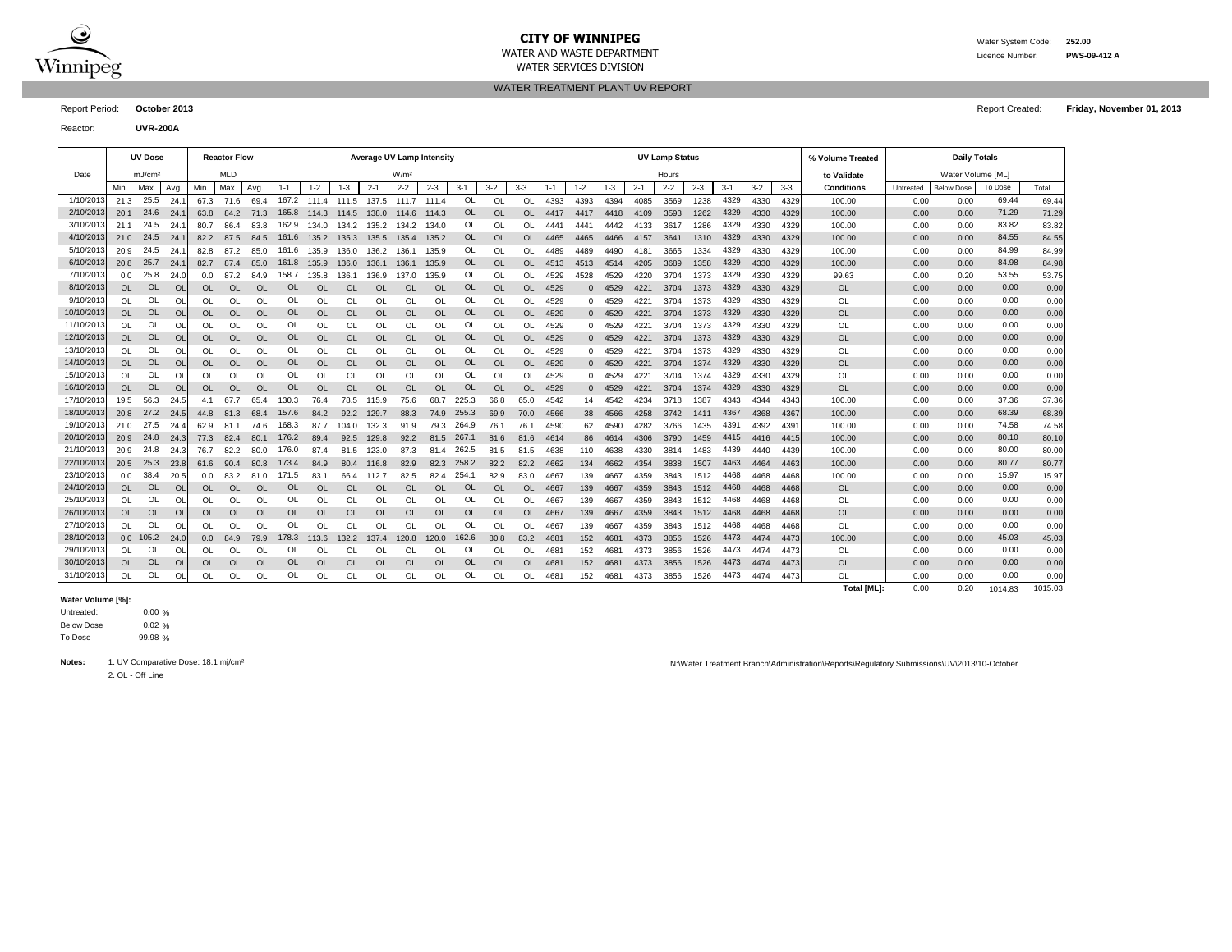**CITY OF WINNIPEG**
WATER AND WASTE DEPARTMENT
WATER SERVICES DIVISION

Water System Code: **252.00**
Licence Number: **PWS-09-412 A**

WATER TREATMENT PLANT UV REPORT

Report Period: **October 2013**

Report Created: **Friday, November 01, 2013**

Reactor: **UVR-200A**

| Date | UV Dose | | | Reactor Flow | | | Average UV Lamp Intensity | | | | | | | | | UV Lamp Status | | | | | | | | | % Volume Treated | Daily Totals | | | |
|---|---|---|---|---|---|---|---|---|---|---|---|---|---|---|---|---|---|---|---|---|---|---|---|---|---|---|---|---|---|
| | mJ/cm² | | | MLD | | | W/m² | | | | | | | | | Hours | | | | | | | | | to Validate | Water Volume [ML] | | | |
| | Min. | Max. | Avg. | Min. | Max. | Avg. | 1-1 | 1-2 | 1-3 | 2-1 | 2-2 | 2-3 | 3-1 | 3-2 | 3-3 | 1-1 | 1-2 | 1-3 | 2-1 | 2-2 | 2-3 | 3-1 | 3-2 | 3-3 | Conditions | Untreated | Below Dose | To Dose | Total |
| 1/10/2013 | 21.3 | 25.5 | 24.1 | 67.3 | 71.6 | 69.4 | 167.2 | 111.4 | 111.5 | 137.5 | 111.7 | 111.4 | OL | OL | OL | 4393 | 4393 | 4394 | 4085 | 3569 | 1238 | 4329 | 4330 | 4329 | 100.00 | 0.00 | 0.00 | 69.44 | 69.44 |
| 2/10/2013 | 20.1 | 24.6 | 24.1 | 63.8 | 84.2 | 71.3 | 165.8 | 114.3 | 114.5 | 138.0 | 114.6 | 114.3 | OL | OL | OL | 4417 | 4417 | 4418 | 4109 | 3593 | 1262 | 4329 | 4330 | 4329 | 100.00 | 0.00 | 0.00 | 71.29 | 71.29 |
| 3/10/2013 | 21.1 | 24.5 | 24.1 | 80.7 | 86.4 | 83.8 | 162.9 | 134.0 | 134.2 | 135.2 | 134.2 | 134.0 | OL | OL | OL | 4441 | 4441 | 4442 | 4133 | 3617 | 1286 | 4329 | 4330 | 4329 | 100.00 | 0.00 | 0.00 | 83.82 | 83.82 |
| 4/10/2013 | 21.0 | 24.5 | 24.1 | 82.2 | 87.5 | 84.5 | 161.6 | 135.2 | 135.3 | 135.5 | 135.4 | 135.2 | OL | OL | OL | 4465 | 4465 | 4466 | 4157 | 3641 | 1310 | 4329 | 4330 | 4329 | 100.00 | 0.00 | 0.00 | 84.55 | 84.55 |
| 5/10/2013 | 20.9 | 24.5 | 24.1 | 82.8 | 87.2 | 85.0 | 161.6 | 135.9 | 136.0 | 136.2 | 136.1 | 135.9 | OL | OL | OL | 4489 | 4489 | 4490 | 4181 | 3665 | 1334 | 4329 | 4330 | 4329 | 100.00 | 0.00 | 0.00 | 84.99 | 84.99 |
| 6/10/2013 | 20.8 | 25.7 | 24.1 | 82.7 | 87.4 | 85.0 | 161.8 | 135.9 | 136.0 | 136.1 | 136.1 | 135.9 | OL | OL | OL | 4513 | 4513 | 4514 | 4205 | 3689 | 1358 | 4329 | 4330 | 4329 | 100.00 | 0.00 | 0.00 | 84.98 | 84.98 |
| 7/10/2013 | 0.0 | 25.8 | 24.0 | 0.0 | 87.2 | 84.9 | 158.7 | 135.8 | 136.1 | 136.9 | 137.0 | 135.9 | OL | OL | OL | 4529 | 4528 | 4529 | 4220 | 3704 | 1373 | 4329 | 4330 | 4329 | 99.63 | 0.00 | 0.20 | 53.55 | 53.75 |
| 8/10/2013 | OL | OL | OL | OL | OL | OL | OL | OL | OL | OL | OL | OL | OL | OL | OL | 4529 | 0 | 4529 | 4221 | 3704 | 1373 | 4329 | 4330 | 4329 | OL | 0.00 | 0.00 | 0.00 | 0.00 |
| 9/10/2013 | OL | OL | OL | OL | OL | OL | OL | OL | OL | OL | OL | OL | OL | OL | OL | 4529 | 0 | 4529 | 4221 | 3704 | 1373 | 4329 | 4330 | 4329 | OL | 0.00 | 0.00 | 0.00 | 0.00 |
| 10/10/2013 | OL | OL | OL | OL | OL | OL | OL | OL | OL | OL | OL | OL | OL | OL | OL | 4529 | 0 | 4529 | 4221 | 3704 | 1373 | 4329 | 4330 | 4329 | OL | 0.00 | 0.00 | 0.00 | 0.00 |
| 11/10/2013 | OL | OL | OL | OL | OL | OL | OL | OL | OL | OL | OL | OL | OL | OL | OL | 4529 | 0 | 4529 | 4221 | 3704 | 1373 | 4329 | 4330 | 4329 | OL | 0.00 | 0.00 | 0.00 | 0.00 |
| 12/10/2013 | OL | OL | OL | OL | OL | OL | OL | OL | OL | OL | OL | OL | OL | OL | OL | 4529 | 0 | 4529 | 4221 | 3704 | 1373 | 4329 | 4330 | 4329 | OL | 0.00 | 0.00 | 0.00 | 0.00 |
| 13/10/2013 | OL | OL | OL | OL | OL | OL | OL | OL | OL | OL | OL | OL | OL | OL | OL | 4529 | 0 | 4529 | 4221 | 3704 | 1373 | 4329 | 4330 | 4329 | OL | 0.00 | 0.00 | 0.00 | 0.00 |
| 14/10/2013 | OL | OL | OL | OL | OL | OL | OL | OL | OL | OL | OL | OL | OL | OL | OL | 4529 | 0 | 4529 | 4221 | 3704 | 1374 | 4329 | 4330 | 4329 | OL | 0.00 | 0.00 | 0.00 | 0.00 |
| 15/10/2013 | OL | OL | OL | OL | OL | OL | OL | OL | OL | OL | OL | OL | OL | OL | OL | 4529 | 0 | 4529 | 4221 | 3704 | 1374 | 4329 | 4330 | 4329 | OL | 0.00 | 0.00 | 0.00 | 0.00 |
| 16/10/2013 | OL | OL | OL | OL | OL | OL | OL | OL | OL | OL | OL | OL | OL | OL | OL | 4529 | 0 | 4529 | 4221 | 3704 | 1374 | 4329 | 4330 | 4329 | OL | 0.00 | 0.00 | 0.00 | 0.00 |
| 17/10/2013 | 19.5 | 56.3 | 24.5 | 4.1 | 67.7 | 65.4 | 130.3 | 76.4 | 78.5 | 115.9 | 75.6 | 68.7 | 225.3 | 66.8 | 65.0 | 4542 | 14 | 4542 | 4234 | 3718 | 1387 | 4343 | 4344 | 4343 | 100.00 | 0.00 | 0.00 | 37.36 | 37.36 |
| 18/10/2013 | 20.8 | 27.2 | 24.5 | 44.8 | 81.3 | 68.4 | 157.6 | 84.2 | 92.2 | 129.7 | 88.3 | 74.9 | 255.3 | 69.9 | 70.0 | 4566 | 38 | 4566 | 4258 | 3742 | 1411 | 4367 | 4368 | 4367 | 100.00 | 0.00 | 0.00 | 68.39 | 68.39 |
| 19/10/2013 | 21.0 | 27.5 | 24.4 | 62.9 | 81.1 | 74.6 | 168.3 | 87.7 | 104.0 | 132.3 | 91.9 | 79.3 | 264.9 | 76.1 | 76.1 | 4590 | 62 | 4590 | 4282 | 3766 | 1435 | 4391 | 4392 | 4391 | 100.00 | 0.00 | 0.00 | 74.58 | 74.58 |
| 20/10/2013 | 20.9 | 24.8 | 24.3 | 77.3 | 82.4 | 80.1 | 176.2 | 89.4 | 92.5 | 129.8 | 92.2 | 81.5 | 267.1 | 81.6 | 81.6 | 4614 | 86 | 4614 | 4306 | 3790 | 1459 | 4415 | 4416 | 4415 | 100.00 | 0.00 | 0.00 | 80.10 | 80.10 |
| 21/10/2013 | 20.9 | 24.8 | 24.3 | 76.7 | 82.2 | 80.0 | 176.0 | 87.4 | 81.5 | 123.0 | 87.3 | 81.4 | 262.5 | 81.5 | 81.5 | 4638 | 110 | 4638 | 4330 | 3814 | 1483 | 4439 | 4440 | 4439 | 100.00 | 0.00 | 0.00 | 80.00 | 80.00 |
| 22/10/2013 | 20.5 | 25.3 | 23.8 | 61.6 | 90.4 | 80.8 | 173.4 | 84.9 | 80.4 | 116.8 | 82.9 | 82.3 | 258.2 | 82.2 | 82.2 | 4662 | 134 | 4662 | 4354 | 3838 | 1507 | 4463 | 4464 | 4463 | 100.00 | 0.00 | 0.00 | 80.77 | 80.77 |
| 23/10/2013 | 0.0 | 38.4 | 20.5 | 0.0 | 83.2 | 81.0 | 171.5 | 83.1 | 66.4 | 112.7 | 82.5 | 82.4 | 254.1 | 82.9 | 83.0 | 4667 | 139 | 4667 | 4359 | 3843 | 1512 | 4468 | 4468 | 4468 | 100.00 | 0.00 | 0.00 | 15.97 | 15.97 |
| 24/10/2013 | OL | OL | OL | OL | OL | OL | OL | OL | OL | OL | OL | OL | OL | OL | OL | 4667 | 139 | 4667 | 4359 | 3843 | 1512 | 4468 | 4468 | 4468 | OL | 0.00 | 0.00 | 0.00 | 0.00 |
| 25/10/2013 | OL | OL | OL | OL | OL | OL | OL | OL | OL | OL | OL | OL | OL | OL | OL | 4667 | 139 | 4667 | 4359 | 3843 | 1512 | 4468 | 4468 | 4468 | OL | 0.00 | 0.00 | 0.00 | 0.00 |
| 26/10/2013 | OL | OL | OL | OL | OL | OL | OL | OL | OL | OL | OL | OL | OL | OL | OL | 4667 | 139 | 4667 | 4359 | 3843 | 1512 | 4468 | 4468 | 4468 | OL | 0.00 | 0.00 | 0.00 | 0.00 |
| 27/10/2013 | OL | OL | OL | OL | OL | OL | OL | OL | OL | OL | OL | OL | OL | OL | OL | 4667 | 139 | 4667 | 4359 | 3843 | 1512 | 4468 | 4468 | 4468 | OL | 0.00 | 0.00 | 0.00 | 0.00 |
| 28/10/2013 | 0.0 | 105.2 | 24.0 | 0.0 | 84.9 | 79.9 | 178.3 | 113.6 | 132.2 | 137.4 | 120.8 | 120.0 | 162.6 | 80.8 | 83.2 | 4681 | 152 | 4681 | 4373 | 3856 | 1526 | 4473 | 4474 | 4473 | 100.00 | 0.00 | 0.00 | 45.03 | 45.03 |
| 29/10/2013 | OL | OL | OL | OL | OL | OL | OL | OL | OL | OL | OL | OL | OL | OL | OL | 4681 | 152 | 4681 | 4373 | 3856 | 1526 | 4473 | 4474 | 4473 | OL | 0.00 | 0.00 | 0.00 | 0.00 |
| 30/10/2013 | OL | OL | OL | OL | OL | OL | OL | OL | OL | OL | OL | OL | OL | OL | OL | 4681 | 152 | 4681 | 4373 | 3856 | 1526 | 4473 | 4474 | 4473 | OL | 0.00 | 0.00 | 0.00 | 0.00 |
| 31/10/2013 | OL | OL | OL | OL | OL | OL | OL | OL | OL | OL | OL | OL | OL | OL | OL | 4681 | 152 | 4681 | 4373 | 3856 | 1526 | 4473 | 4474 | 4473 | OL | 0.00 | 0.00 | 0.00 | 0.00 |
| | | | | | | | | | | | | | | | | | | | | | | | | | **Total [ML]:** | 0.00 | 0.20 | 1014.83 | 1015.03 |

**Water Volume [%]:**

| | | |
|---|---|---|
| Untreated: | 0.00 | % |
| Below Dose | 0.02 | % |
| To Dose | 99.98 | % |

**Notes:**
1. UV Comparative Dose: 18.1 mj/cm²
2. OL - Off Line

N:\Water Treatment Branch\Administration\Reports\Regulatory Submissions\UV\2013\10-October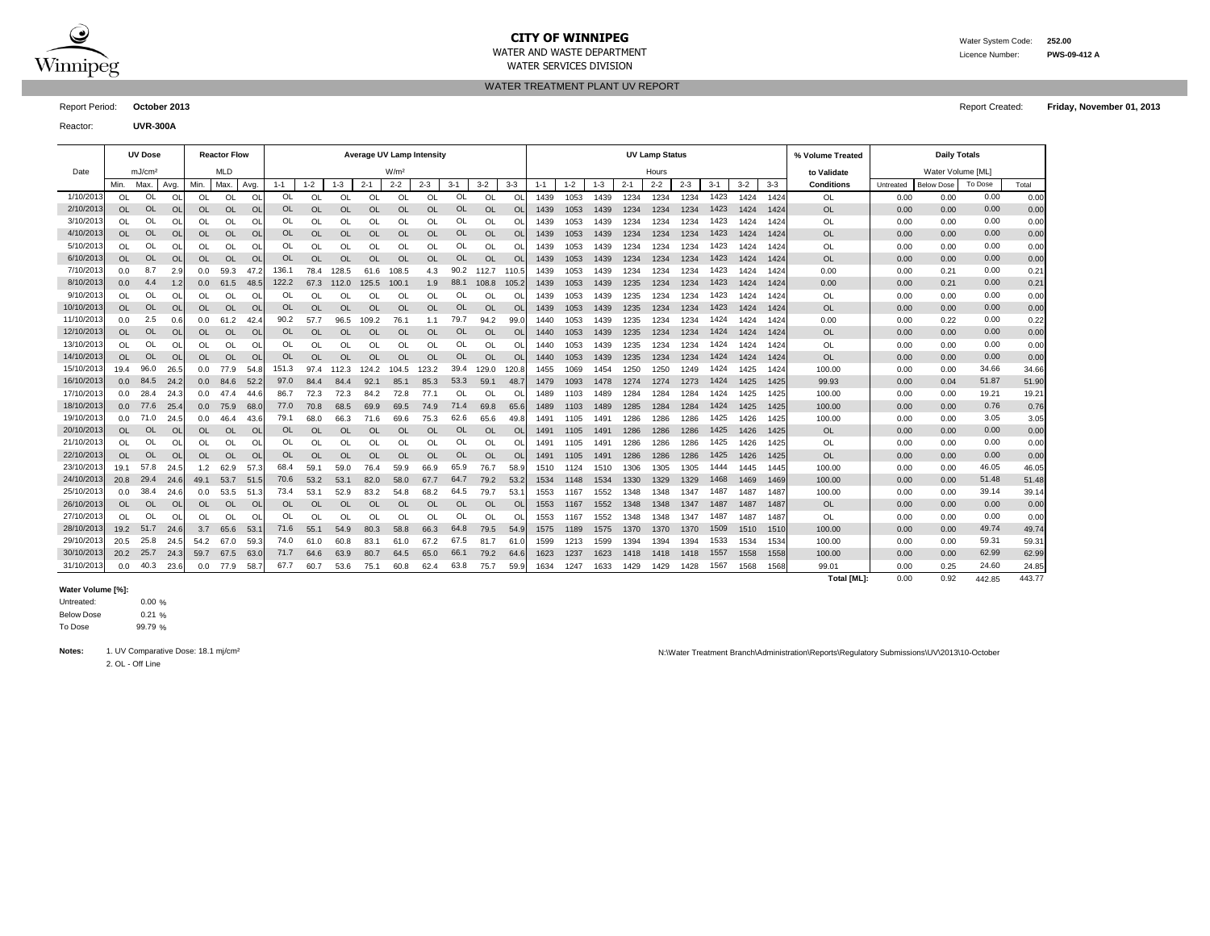**CITY OF WINNIPEG**
WATER AND WASTE DEPARTMENT
WATER SERVICES DIVISION

Water System Code: **252.00**
Licence Number: **PWS-09-412 A**

WATER TREATMENT PLANT UV REPORT

Report Period: **October 2013**

Report Created: **Friday, November 01, 2013**

Reactor: **UVR-300A**

| Date | UV Dose | | | Reactor Flow | | | Average UV Lamp Intensity | | | | | | | | | UV Lamp Status | | | | | | | | | % Volume Treated | Daily Totals | | | |
|---|---|---|---|---|---|---|---|---|---|---|---|---|---|---|---|---|---|---|---|---|---|---|---|---|---|---|---|---|---|
| | mJ/cm² | | | MLD | | | W/m² | | | | | | | | | Hours | | | | | | | | | to Validate | Water Volume [ML] | | | |
| | Min. | Max. | Avg. | Min. | Max. | Avg. | 1-1 | 1-2 | 1-3 | 2-1 | 2-2 | 2-3 | 3-1 | 3-2 | 3-3 | 1-1 | 1-2 | 1-3 | 2-1 | 2-2 | 2-3 | 3-1 | 3-2 | 3-3 | Conditions | Untreated | Below Dose | To Dose | Total |
| 1/10/2013 | OL | OL | OL | OL | OL | OL | OL | OL | OL | OL | OL | OL | OL | OL | OL | 1439 | 1053 | 1439 | 1234 | 1234 | 1234 | 1423 | 1424 | 1424 | OL | 0.00 | 0.00 | 0.00 | 0.00 |
| 2/10/2013 | OL | OL | OL | OL | OL | OL | OL | OL | OL | OL | OL | OL | OL | OL | OL | 1439 | 1053 | 1439 | 1234 | 1234 | 1234 | 1423 | 1424 | 1424 | OL | 0.00 | 0.00 | 0.00 | 0.00 |
| 3/10/2013 | OL | OL | OL | OL | OL | OL | OL | OL | OL | OL | OL | OL | OL | OL | OL | 1439 | 1053 | 1439 | 1234 | 1234 | 1234 | 1423 | 1424 | 1424 | OL | 0.00 | 0.00 | 0.00 | 0.00 |
| 4/10/2013 | OL | OL | OL | OL | OL | OL | OL | OL | OL | OL | OL | OL | OL | OL | OL | 1439 | 1053 | 1439 | 1234 | 1234 | 1234 | 1423 | 1424 | 1424 | OL | 0.00 | 0.00 | 0.00 | 0.00 |
| 5/10/2013 | OL | OL | OL | OL | OL | OL | OL | OL | OL | OL | OL | OL | OL | OL | OL | 1439 | 1053 | 1439 | 1234 | 1234 | 1234 | 1423 | 1424 | 1424 | OL | 0.00 | 0.00 | 0.00 | 0.00 |
| 6/10/2013 | OL | OL | OL | OL | OL | OL | OL | OL | OL | OL | OL | OL | OL | OL | OL | 1439 | 1053 | 1439 | 1234 | 1234 | 1234 | 1423 | 1424 | 1424 | OL | 0.00 | 0.00 | 0.00 | 0.00 |
| 7/10/2013 | 0.0 | 8.7 | 2.9 | 0.0 | 59.3 | 47.2 | 136.1 | 78.4 | 128.5 | 61.6 | 108.5 | 4.3 | 90.2 | 112.7 | 110.5 | 1439 | 1053 | 1439 | 1234 | 1234 | 1234 | 1423 | 1424 | 1424 | 0.00 | 0.00 | 0.21 | 0.00 | 0.21 |
| 8/10/2013 | 0.0 | 4.4 | 1.2 | 0.0 | 61.5 | 48.5 | 122.2 | 67.3 | 112.0 | 125.5 | 100.1 | 1.9 | 88.1 | 108.8 | 105.2 | 1439 | 1053 | 1439 | 1235 | 1234 | 1234 | 1423 | 1424 | 1424 | 0.00 | 0.00 | 0.21 | 0.00 | 0.21 |
| 9/10/2013 | OL | OL | OL | OL | OL | OL | OL | OL | OL | OL | OL | OL | OL | OL | OL | 1439 | 1053 | 1439 | 1235 | 1234 | 1234 | 1423 | 1424 | 1424 | OL | 0.00 | 0.00 | 0.00 | 0.00 |
| 10/10/2013 | OL | OL | OL | OL | OL | OL | OL | OL | OL | OL | OL | OL | OL | OL | OL | 1439 | 1053 | 1439 | 1235 | 1234 | 1234 | 1423 | 1424 | 1424 | OL | 0.00 | 0.00 | 0.00 | 0.00 |
| 11/10/2013 | 0.0 | 2.5 | 0.6 | 0.0 | 61.2 | 42.4 | 90.2 | 57.7 | 96.5 | 109.2 | 76.1 | 1.1 | 79.7 | 94.2 | 99.0 | 1440 | 1053 | 1439 | 1235 | 1234 | 1234 | 1424 | 1424 | 1424 | 0.00 | 0.00 | 0.22 | 0.00 | 0.22 |
| 12/10/2013 | OL | OL | OL | OL | OL | OL | OL | OL | OL | OL | OL | OL | OL | OL | OL | 1440 | 1053 | 1439 | 1235 | 1234 | 1234 | 1424 | 1424 | 1424 | OL | 0.00 | 0.00 | 0.00 | 0.00 |
| 13/10/2013 | OL | OL | OL | OL | OL | OL | OL | OL | OL | OL | OL | OL | OL | OL | OL | 1440 | 1053 | 1439 | 1235 | 1234 | 1234 | 1424 | 1424 | 1424 | OL | 0.00 | 0.00 | 0.00 | 0.00 |
| 14/10/2013 | OL | OL | OL | OL | OL | OL | OL | OL | OL | OL | OL | OL | OL | OL | OL | 1440 | 1053 | 1439 | 1235 | 1234 | 1234 | 1424 | 1424 | 1424 | OL | 0.00 | 0.00 | 0.00 | 0.00 |
| 15/10/2013 | 19.4 | 96.0 | 26.5 | 0.0 | 77.9 | 54.8 | 151.3 | 97.4 | 112.3 | 124.2 | 104.5 | 123.2 | 39.4 | 129.0 | 120.8 | 1455 | 1069 | 1454 | 1250 | 1250 | 1249 | 1424 | 1425 | 1424 | 100.00 | 0.00 | 0.00 | 34.66 | 34.66 |
| 16/10/2013 | 0.0 | 84.5 | 24.2 | 0.0 | 84.6 | 52.2 | 97.0 | 84.4 | 84.4 | 92.1 | 85.1 | 85.3 | 53.3 | 59.1 | 48.7 | 1479 | 1093 | 1478 | 1274 | 1274 | 1273 | 1424 | 1425 | 1425 | 99.93 | 0.00 | 0.04 | 51.87 | 51.90 |
| 17/10/2013 | 0.0 | 28.4 | 24.3 | 0.0 | 47.4 | 44.6 | 86.7 | 72.3 | 72.3 | 84.2 | 72.8 | 77.1 | OL | OL | OL | 1489 | 1103 | 1489 | 1284 | 1284 | 1284 | 1424 | 1425 | 1425 | 100.00 | 0.00 | 0.00 | 19.21 | 19.21 |
| 18/10/2013 | 0.0 | 77.6 | 25.4 | 0.0 | 75.9 | 68.0 | 77.0 | 70.8 | 68.5 | 69.9 | 69.5 | 74.9 | 71.4 | 69.8 | 65.6 | 1489 | 1103 | 1489 | 1285 | 1284 | 1284 | 1424 | 1425 | 1425 | 100.00 | 0.00 | 0.00 | 0.76 | 0.76 |
| 19/10/2013 | 0.0 | 71.0 | 24.5 | 0.0 | 46.4 | 43.6 | 79.1 | 68.0 | 66.3 | 71.6 | 69.6 | 75.3 | 62.6 | 65.6 | 49.8 | 1491 | 1105 | 1491 | 1286 | 1286 | 1286 | 1425 | 1426 | 1425 | 100.00 | 0.00 | 0.00 | 3.05 | 3.05 |
| 20/10/2013 | OL | OL | OL | OL | OL | OL | OL | OL | OL | OL | OL | OL | OL | OL | OL | 1491 | 1105 | 1491 | 1286 | 1286 | 1286 | 1425 | 1426 | 1425 | OL | 0.00 | 0.00 | 0.00 | 0.00 |
| 21/10/2013 | OL | OL | OL | OL | OL | OL | OL | OL | OL | OL | OL | OL | OL | OL | OL | 1491 | 1105 | 1491 | 1286 | 1286 | 1286 | 1425 | 1426 | 1425 | OL | 0.00 | 0.00 | 0.00 | 0.00 |
| 22/10/2013 | OL | OL | OL | OL | OL | OL | OL | OL | OL | OL | OL | OL | OL | OL | OL | 1491 | 1105 | 1491 | 1286 | 1286 | 1286 | 1425 | 1426 | 1425 | OL | 0.00 | 0.00 | 0.00 | 0.00 |
| 23/10/2013 | 19.1 | 57.8 | 24.5 | 1.2 | 62.9 | 57.3 | 68.4 | 59.1 | 59.0 | 76.4 | 59.9 | 66.9 | 65.9 | 76.7 | 58.9 | 1510 | 1124 | 1510 | 1306 | 1305 | 1305 | 1444 | 1445 | 1445 | 100.00 | 0.00 | 0.00 | 46.05 | 46.05 |
| 24/10/2013 | 20.8 | 29.4 | 24.6 | 49.1 | 53.7 | 51.5 | 70.6 | 53.2 | 53.1 | 82.0 | 58.0 | 67.7 | 64.7 | 79.2 | 53.2 | 1534 | 1148 | 1534 | 1330 | 1329 | 1329 | 1468 | 1469 | 1469 | 100.00 | 0.00 | 0.00 | 51.48 | 51.48 |
| 25/10/2013 | 0.0 | 38.4 | 24.6 | 0.0 | 53.5 | 51.3 | 73.4 | 53.1 | 52.9 | 83.2 | 54.8 | 68.2 | 64.5 | 79.7 | 53.1 | 1553 | 1167 | 1552 | 1348 | 1348 | 1347 | 1487 | 1487 | 1487 | 100.00 | 0.00 | 0.00 | 39.14 | 39.14 |
| 26/10/2013 | OL | OL | OL | OL | OL | OL | OL | OL | OL | OL | OL | OL | OL | OL | OL | 1553 | 1167 | 1552 | 1348 | 1348 | 1347 | 1487 | 1487 | 1487 | OL | 0.00 | 0.00 | 0.00 | 0.00 |
| 27/10/2013 | OL | OL | OL | OL | OL | OL | OL | OL | OL | OL | OL | OL | OL | OL | OL | 1553 | 1167 | 1552 | 1348 | 1348 | 1347 | 1487 | 1487 | 1487 | OL | 0.00 | 0.00 | 0.00 | 0.00 |
| 28/10/2013 | 19.2 | 51.7 | 24.6 | 3.7 | 65.6 | 53.1 | 71.6 | 55.1 | 54.9 | 80.3 | 58.8 | 66.3 | 64.8 | 79.5 | 54.9 | 1575 | 1189 | 1575 | 1370 | 1370 | 1370 | 1509 | 1510 | 1510 | 100.00 | 0.00 | 0.00 | 49.74 | 49.74 |
| 29/10/2013 | 20.5 | 25.8 | 24.5 | 54.2 | 67.0 | 59.3 | 74.0 | 61.0 | 60.8 | 83.1 | 61.0 | 67.2 | 67.5 | 81.7 | 61.0 | 1599 | 1213 | 1599 | 1394 | 1394 | 1394 | 1533 | 1534 | 1534 | 100.00 | 0.00 | 0.00 | 59.31 | 59.31 |
| 30/10/2013 | 20.2 | 25.7 | 24.3 | 59.7 | 67.5 | 63.0 | 71.7 | 64.6 | 63.9 | 80.7 | 64.5 | 65.0 | 66.1 | 79.2 | 64.6 | 1623 | 1237 | 1623 | 1418 | 1418 | 1418 | 1557 | 1558 | 1558 | 100.00 | 0.00 | 0.00 | 62.99 | 62.99 |
| 31/10/2013 | 0.0 | 40.3 | 23.6 | 0.0 | 77.9 | 58.7 | 67.7 | 60.7 | 53.6 | 75.1 | 60.8 | 62.4 | 63.8 | 75.7 | 59.9 | 1634 | 1247 | 1633 | 1429 | 1429 | 1428 | 1567 | 1568 | 1568 | 99.01 | 0.00 | 0.25 | 24.60 | 24.85 |
| | | | | | | | | | | | | | | | | | | | | | | | | | **Total [ML]:** | 0.00 | 0.92 | 442.85 | 443.77 |

**Water Volume [%]:**

Untreated: 0.00 %
Below Dose: 0.21 %
To Dose: 99.79 %

**Notes:** 1. UV Comparative Dose: 18.1 mj/cm²
2. OL - Off Line

N:\Water Treatment Branch\Administration\Reports\Regulatory Submissions\UV\2013\10-October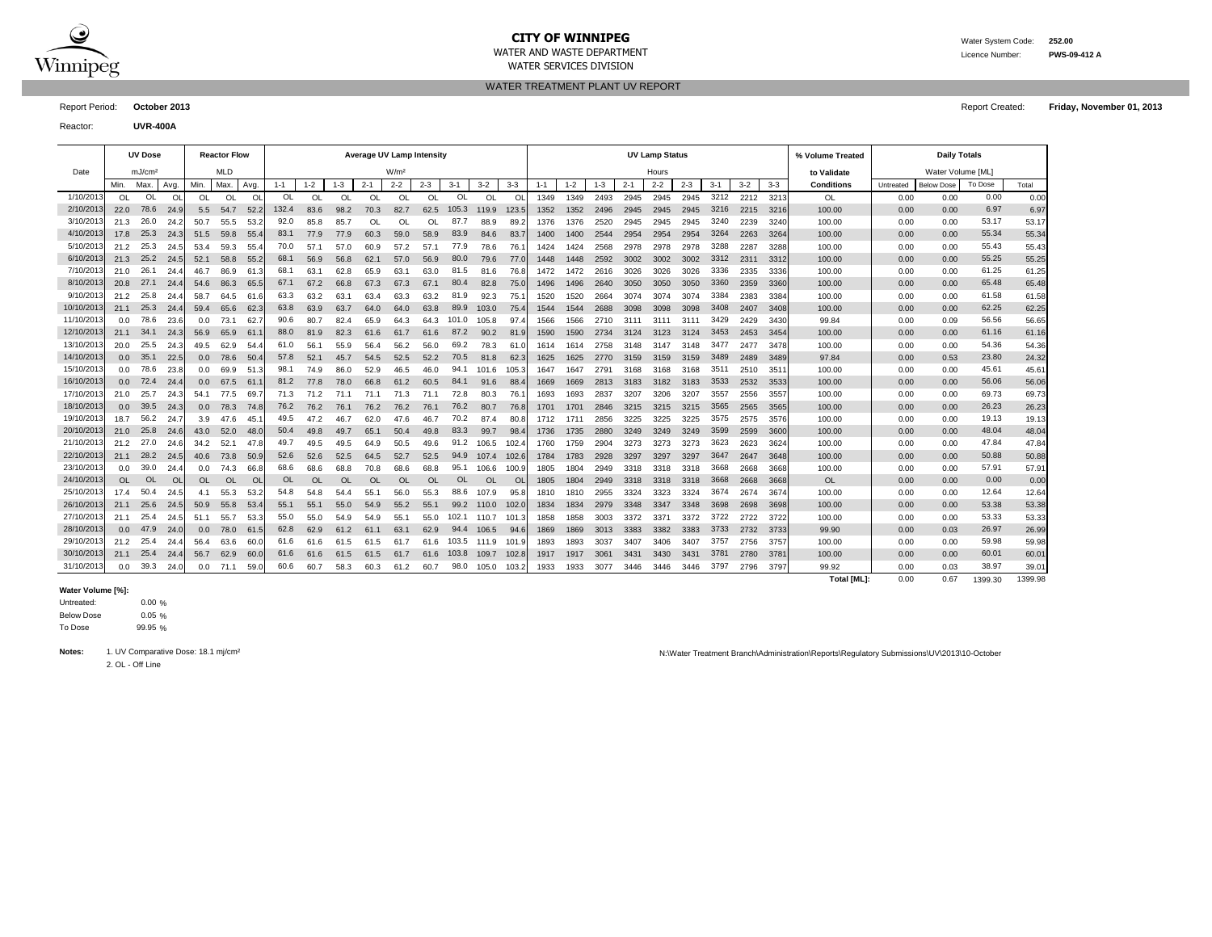# CITY OF WINNIPEG

WATER AND WASTE DEPARTMENT

WATER SERVICES DIVISION

Water System Code: **252.00**

Licence Number: **PWS-09-412 A**

## WATER TREATMENT PLANT UV REPORT

Report Period: **October 2013**

Report Created: **Friday, November 01, 2013**

Reactor: **UVR-400A**

| Date | UV Dose | | | Reactor Flow | | | Average UV Lamp Intensity | | | | | | | | | UV Lamp Status | | | | | | | | | % Volume Treated | Daily Totals | | | |
|---|---|---|---|---|---|---|---|---|---|---|---|---|---|---|---|---|---|---|---|---|---|---|---|---|---|---|---|---|---|
| | mJ/cm² | | | MLD | | | W/m² | | | | | | | | | Hours | | | | | | | | | to Validate | Water Volume [ML] | | | |
| | Min. | Max. | Avg. | Min. | Max. | Avg. | 1-1 | 1-2 | 1-3 | 2-1 | 2-2 | 2-3 | 3-1 | 3-2 | 3-3 | 1-1 | 1-2 | 1-3 | 2-1 | 2-2 | 2-3 | 3-1 | 3-2 | 3-3 | Conditions | Untreated | Below Dose | To Dose | Total |
| 1/10/2013 | OL | OL | OL | OL | OL | OL | OL | OL | OL | OL | OL | OL | OL | OL | OL | 1349 | 1349 | 2493 | 2945 | 2945 | 2945 | 3212 | 2212 | 3213 | OL | 0.00 | 0.00 | 0.00 | 0.00 |
| 2/10/2013 | 22.0 | 78.6 | 24.9 | 5.5 | 54.7 | 52.2 | 132.4 | 83.6 | 98.2 | 70.3 | 82.7 | 62.5 | 105.3 | 119.9 | 123.5 | 1352 | 1352 | 2496 | 2945 | 2945 | 2945 | 3216 | 2215 | 3216 | 100.00 | 0.00 | 0.00 | 6.97 | 6.97 |
| 3/10/2013 | 21.3 | 26.0 | 24.2 | 50.7 | 55.5 | 53.2 | 92.0 | 85.8 | 85.7 | OL | OL | OL | 87.7 | 88.9 | 89.2 | 1376 | 1376 | 2520 | 2945 | 2945 | 2945 | 3240 | 2239 | 3240 | 100.00 | 0.00 | 0.00 | 53.17 | 53.17 |
| 4/10/2013 | 17.8 | 25.3 | 24.3 | 51.5 | 59.8 | 55.4 | 83.1 | 77.9 | 77.9 | 60.3 | 59.0 | 58.9 | 83.9 | 84.6 | 83.7 | 1400 | 1400 | 2544 | 2954 | 2954 | 2954 | 3264 | 2263 | 3264 | 100.00 | 0.00 | 0.00 | 55.34 | 55.34 |
| 5/10/2013 | 21.2 | 25.3 | 24.5 | 53.4 | 59.3 | 55.4 | 70.0 | 57.1 | 57.0 | 60.9 | 57.2 | 57.1 | 77.9 | 78.6 | 76.1 | 1424 | 1424 | 2568 | 2978 | 2978 | 2978 | 3288 | 2287 | 3288 | 100.00 | 0.00 | 0.00 | 55.43 | 55.43 |
| 6/10/2013 | 21.3 | 25.2 | 24.5 | 52.1 | 58.8 | 55.2 | 68.1 | 56.9 | 56.8 | 62.1 | 57.0 | 56.9 | 80.0 | 79.6 | 77.0 | 1448 | 1448 | 2592 | 3002 | 3002 | 3002 | 3312 | 2311 | 3312 | 100.00 | 0.00 | 0.00 | 55.25 | 55.25 |
| 7/10/2013 | 21.0 | 26.1 | 24.4 | 46.7 | 86.9 | 61.3 | 68.1 | 63.1 | 62.8 | 65.9 | 63.1 | 63.0 | 81.5 | 81.6 | 76.8 | 1472 | 1472 | 2616 | 3026 | 3026 | 3026 | 3336 | 2335 | 3336 | 100.00 | 0.00 | 0.00 | 61.25 | 61.25 |
| 8/10/2013 | 20.8 | 27.1 | 24.4 | 54.6 | 86.3 | 65.5 | 67.1 | 67.2 | 66.8 | 67.3 | 67.3 | 67.1 | 80.4 | 82.8 | 75.0 | 1496 | 1496 | 2640 | 3050 | 3050 | 3050 | 3360 | 2359 | 3360 | 100.00 | 0.00 | 0.00 | 65.48 | 65.48 |
| 9/10/2013 | 21.2 | 25.8 | 24.4 | 58.7 | 64.5 | 61.6 | 63.3 | 63.2 | 63.1 | 63.4 | 63.3 | 63.2 | 81.9 | 92.3 | 75.1 | 1520 | 1520 | 2664 | 3074 | 3074 | 3074 | 3384 | 2383 | 3384 | 100.00 | 0.00 | 0.00 | 61.58 | 61.58 |
| 10/10/2013 | 21.1 | 25.3 | 24.4 | 59.4 | 65.6 | 62.3 | 63.8 | 63.9 | 63.7 | 64.0 | 64.0 | 63.8 | 89.9 | 103.0 | 75.4 | 1544 | 1544 | 2688 | 3098 | 3098 | 3098 | 3408 | 2407 | 3408 | 100.00 | 0.00 | 0.00 | 62.25 | 62.25 |
| 11/10/2013 | 0.0 | 78.6 | 23.6 | 0.0 | 73.1 | 62.7 | 90.6 | 80.7 | 82.4 | 65.9 | 64.3 | 64.3 | 101.0 | 105.8 | 97.4 | 1566 | 1566 | 2710 | 3111 | 3111 | 3111 | 3429 | 2429 | 3430 | 99.84 | 0.00 | 0.09 | 56.56 | 56.65 |
| 12/10/2013 | 21.1 | 34.1 | 24.3 | 56.9 | 65.9 | 61.1 | 88.0 | 81.9 | 82.3 | 61.6 | 61.7 | 61.6 | 87.2 | 90.2 | 81.9 | 1590 | 1590 | 2734 | 3124 | 3123 | 3124 | 3453 | 2453 | 3454 | 100.00 | 0.00 | 0.00 | 61.16 | 61.16 |
| 13/10/2013 | 20.0 | 25.5 | 24.3 | 49.5 | 62.9 | 54.4 | 61.0 | 56.1 | 55.9 | 56.4 | 56.2 | 56.0 | 69.2 | 78.3 | 61.0 | 1614 | 1614 | 2758 | 3148 | 3147 | 3148 | 3477 | 2477 | 3478 | 100.00 | 0.00 | 0.00 | 54.36 | 54.36 |
| 14/10/2013 | 0.0 | 35.1 | 22.5 | 0.0 | 78.6 | 50.4 | 57.8 | 52.1 | 45.7 | 54.5 | 52.5 | 52.2 | 70.5 | 81.8 | 62.3 | 1625 | 1625 | 2770 | 3159 | 3159 | 3159 | 3489 | 2489 | 3489 | 97.84 | 0.00 | 0.53 | 23.80 | 24.32 |
| 15/10/2013 | 0.0 | 78.6 | 23.8 | 0.0 | 69.9 | 51.3 | 98.1 | 74.9 | 86.0 | 52.9 | 46.5 | 46.0 | 94.1 | 101.6 | 105.3 | 1647 | 1647 | 2791 | 3168 | 3168 | 3168 | 3511 | 2510 | 3511 | 100.00 | 0.00 | 0.00 | 45.61 | 45.61 |
| 16/10/2013 | 0.0 | 72.4 | 24.4 | 0.0 | 67.5 | 61.1 | 81.2 | 77.8 | 78.0 | 66.8 | 61.2 | 60.5 | 84.1 | 91.6 | 88.4 | 1669 | 1669 | 2813 | 3183 | 3182 | 3183 | 3533 | 2532 | 3533 | 100.00 | 0.00 | 0.00 | 56.06 | 56.06 |
| 17/10/2013 | 21.0 | 25.7 | 24.3 | 54.1 | 77.5 | 69.7 | 71.3 | 71.2 | 71.1 | 71.1 | 71.3 | 71.1 | 72.8 | 80.3 | 76.1 | 1693 | 1693 | 2837 | 3207 | 3206 | 3207 | 3557 | 2556 | 3557 | 100.00 | 0.00 | 0.00 | 69.73 | 69.73 |
| 18/10/2013 | 0.0 | 39.5 | 24.3 | 0.0 | 78.3 | 74.8 | 76.2 | 76.2 | 76.1 | 76.2 | 76.2 | 76.1 | 76.2 | 80.7 | 76.8 | 1701 | 1701 | 2846 | 3215 | 3215 | 3215 | 3565 | 2565 | 3565 | 100.00 | 0.00 | 0.00 | 26.23 | 26.23 |
| 19/10/2013 | 18.7 | 56.2 | 24.7 | 3.9 | 47.6 | 45.1 | 49.5 | 47.2 | 46.7 | 62.0 | 47.6 | 46.7 | 70.2 | 87.4 | 80.8 | 1712 | 1711 | 2856 | 3225 | 3225 | 3225 | 3575 | 2575 | 3576 | 100.00 | 0.00 | 0.00 | 19.13 | 19.13 |
| 20/10/2013 | 21.0 | 25.8 | 24.6 | 43.0 | 52.0 | 48.0 | 50.4 | 49.8 | 49.7 | 65.1 | 50.4 | 49.8 | 83.3 | 99.7 | 98.4 | 1736 | 1735 | 2880 | 3249 | 3249 | 3249 | 3599 | 2599 | 3600 | 100.00 | 0.00 | 0.00 | 48.04 | 48.04 |
| 21/10/2013 | 21.2 | 27.0 | 24.6 | 34.2 | 52.1 | 47.8 | 49.7 | 49.5 | 49.5 | 64.9 | 50.5 | 49.6 | 91.2 | 106.5 | 102.4 | 1760 | 1759 | 2904 | 3273 | 3273 | 3273 | 3623 | 2623 | 3624 | 100.00 | 0.00 | 0.00 | 47.84 | 47.84 |
| 22/10/2013 | 21.1 | 28.2 | 24.5 | 40.6 | 73.8 | 50.9 | 52.6 | 52.6 | 52.5 | 64.5 | 52.7 | 52.5 | 94.9 | 107.4 | 102.6 | 1784 | 1783 | 2928 | 3297 | 3297 | 3297 | 3647 | 2647 | 3648 | 100.00 | 0.00 | 0.00 | 50.88 | 50.88 |
| 23/10/2013 | 0.0 | 39.0 | 24.4 | 0.0 | 74.3 | 66.8 | 68.6 | 68.6 | 68.8 | 70.8 | 68.6 | 68.8 | 95.1 | 106.6 | 100.9 | 1805 | 1804 | 2949 | 3318 | 3318 | 3318 | 3668 | 2668 | 3668 | 100.00 | 0.00 | 0.00 | 57.91 | 57.91 |
| 24/10/2013 | OL | OL | OL | OL | OL | OL | OL | OL | OL | OL | OL | OL | OL | OL | OL | 1805 | 1804 | 2949 | 3318 | 3318 | 3318 | 3668 | 2668 | 3668 | OL | 0.00 | 0.00 | 0.00 | 0.00 |
| 25/10/2013 | 17.4 | 50.4 | 24.5 | 4.1 | 55.3 | 53.2 | 54.8 | 54.8 | 54.4 | 55.1 | 56.0 | 55.3 | 88.6 | 107.9 | 95.8 | 1810 | 1810 | 2955 | 3324 | 3323 | 3324 | 3674 | 2674 | 3674 | 100.00 | 0.00 | 0.00 | 12.64 | 12.64 |
| 26/10/2013 | 21.1 | 25.6 | 24.5 | 50.9 | 55.8 | 53.4 | 55.1 | 55.1 | 55.0 | 54.9 | 55.2 | 55.1 | 99.2 | 110.0 | 102.0 | 1834 | 1834 | 2979 | 3348 | 3347 | 3348 | 3698 | 2698 | 3698 | 100.00 | 0.00 | 0.00 | 53.38 | 53.38 |
| 27/10/2013 | 21.1 | 25.4 | 24.5 | 51.1 | 55.7 | 53.3 | 55.0 | 55.0 | 54.9 | 54.9 | 55.1 | 55.0 | 102.1 | 110.7 | 101.3 | 1858 | 1858 | 3003 | 3372 | 3371 | 3372 | 3722 | 2722 | 3722 | 100.00 | 0.00 | 0.00 | 53.33 | 53.33 |
| 28/10/2013 | 0.0 | 47.9 | 24.0 | 0.0 | 78.0 | 61.5 | 62.8 | 62.9 | 61.2 | 61.1 | 63.1 | 62.9 | 94.4 | 106.5 | 94.6 | 1869 | 1869 | 3013 | 3383 | 3382 | 3383 | 3733 | 2732 | 3733 | 99.90 | 0.00 | 0.03 | 26.97 | 26.99 |
| 29/10/2013 | 21.2 | 25.4 | 24.4 | 56.4 | 63.6 | 60.0 | 61.6 | 61.6 | 61.5 | 61.5 | 61.7 | 61.6 | 103.5 | 111.9 | 101.9 | 1893 | 1893 | 3037 | 3407 | 3406 | 3407 | 3757 | 2756 | 3757 | 100.00 | 0.00 | 0.00 | 59.98 | 59.98 |
| 30/10/2013 | 21.1 | 25.4 | 24.4 | 56.7 | 62.9 | 60.0 | 61.6 | 61.6 | 61.5 | 61.5 | 61.7 | 61.6 | 103.8 | 109.7 | 102.8 | 1917 | 1917 | 3061 | 3431 | 3430 | 3431 | 3781 | 2780 | 3781 | 100.00 | 0.00 | 0.00 | 60.01 | 60.01 |
| 31/10/2013 | 0.0 | 39.3 | 24.0 | 0.0 | 71.1 | 59.0 | 60.6 | 60.7 | 58.3 | 60.3 | 61.2 | 60.7 | 98.0 | 105.0 | 103.2 | 1933 | 1933 | 3077 | 3446 | 3446 | 3446 | 3797 | 2796 | 3797 | 99.92 | 0.00 | 0.03 | 38.97 | 39.01 |
| | | | | | | | | | | | | | | | | | | | | | | | | | **Total [ML]:** | 0.00 | 0.67 | 1399.30 | 1399.98 |

**Water Volume [%]:**

Untreated: 0.00 %

Below Dose 0.05 %

To Dose 99.95 %

**Notes:** 1. UV Comparative Dose: 18.1 mj/cm²

2. OL - Off Line

N:\Water Treatment Branch\Administration\Reports\Regulatory Submissions\UV\2013\10-October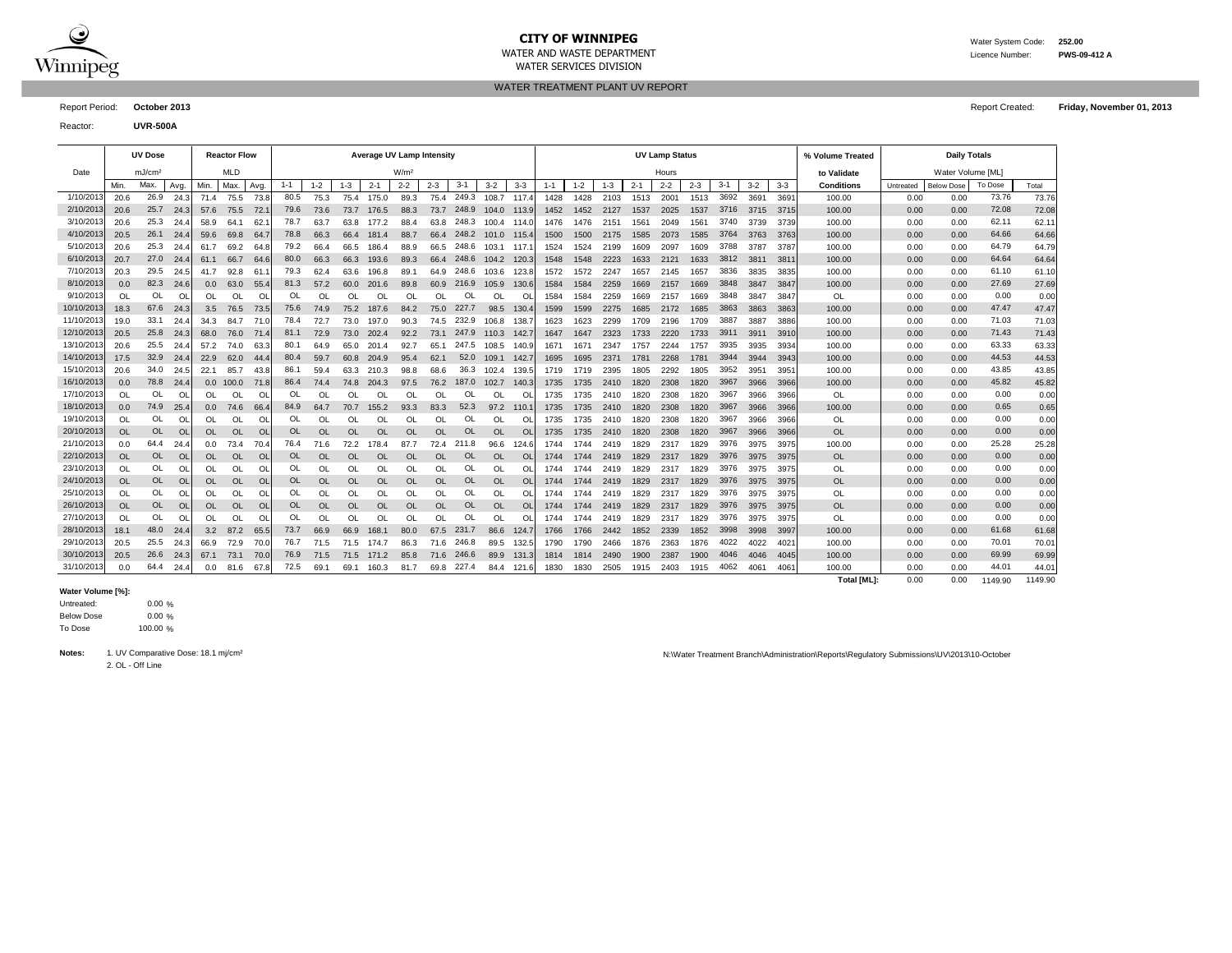# CITY OF WINNIPEG

WATER AND WASTE DEPARTMENT

WATER SERVICES DIVISION

Water System Code: **252.00**

Licence Number: **PWS-09-412 A**

## WATER TREATMENT PLANT UV REPORT

Report Period: **October 2013**

Report Created: **Friday, November 01, 2013**

Reactor: **UVR-500A**

| Date | UV Dose mJ/cm² | | | Reactor Flow MLD | | | Average UV Lamp Intensity W/m² | | | | | | | | | UV Lamp Status Hours | | | | | | | | | % Volume Treated to Validate | Daily Totals Water Volume [ML] | | | |
|---|---|---|---|---|---|---|---|---|---|---|---|---|---|---|---|---|---|---|---|---|---|---|---|---|---|---|---|---|---|
| | Min. | Max. | Avg. | Min. | Max. | Avg. | 1-1 | 1-2 | 1-3 | 2-1 | 2-2 | 2-3 | 3-1 | 3-2 | 3-3 | 1-1 | 1-2 | 1-3 | 2-1 | 2-2 | 2-3 | 3-1 | 3-2 | 3-3 | Conditions | Untreated | Below Dose | To Dose | Total |
| 1/10/2013 | 20.6 | 26.9 | 24.3 | 71.4 | 75.5 | 73.8 | 80.5 | 75.3 | 75.4 | 175.0 | 89.3 | 75.4 | 249.3 | 108.7 | 117.4 | 1428 | 1428 | 2103 | 1513 | 2001 | 1513 | 3692 | 3691 | 3691 | 100.00 | 0.00 | 0.00 | 73.76 | 73.76 |
| 2/10/2013 | 20.6 | 25.7 | 24.3 | 57.6 | 75.5 | 72.1 | 79.6 | 73.6 | 73.7 | 176.5 | 88.3 | 73.7 | 248.9 | 104.0 | 113.9 | 1452 | 1452 | 2127 | 1537 | 2025 | 1537 | 3716 | 3715 | 3715 | 100.00 | 0.00 | 0.00 | 72.08 | 72.08 |
| 3/10/2013 | 20.6 | 25.3 | 24.4 | 58.9 | 64.1 | 62.1 | 78.7 | 63.7 | 63.8 | 177.2 | 88.4 | 63.8 | 248.3 | 100.4 | 114.0 | 1476 | 1476 | 2151 | 1561 | 2049 | 1561 | 3740 | 3739 | 3739 | 100.00 | 0.00 | 0.00 | 62.11 | 62.11 |
| 4/10/2013 | 20.5 | 26.1 | 24.4 | 59.6 | 69.8 | 64.7 | 78.8 | 66.3 | 66.4 | 181.4 | 88.7 | 66.4 | 248.2 | 101.0 | 115.4 | 1500 | 1500 | 2175 | 1585 | 2073 | 1585 | 3764 | 3763 | 3763 | 100.00 | 0.00 | 0.00 | 64.66 | 64.66 |
| 5/10/2013 | 20.6 | 25.3 | 24.4 | 61.7 | 69.2 | 64.8 | 79.2 | 66.4 | 66.5 | 186.4 | 88.9 | 66.5 | 248.6 | 103.1 | 117.1 | 1524 | 1524 | 2199 | 1609 | 2097 | 1609 | 3788 | 3787 | 3787 | 100.00 | 0.00 | 0.00 | 64.79 | 64.79 |
| 6/10/2013 | 20.7 | 27.0 | 24.4 | 61.1 | 66.7 | 64.6 | 80.0 | 66.3 | 66.3 | 193.6 | 89.3 | 66.4 | 248.6 | 104.2 | 120.3 | 1548 | 1548 | 2223 | 1633 | 2121 | 1633 | 3812 | 3811 | 3811 | 100.00 | 0.00 | 0.00 | 64.64 | 64.64 |
| 7/10/2013 | 20.3 | 29.5 | 24.5 | 41.7 | 92.8 | 61.1 | 79.3 | 62.4 | 63.6 | 196.8 | 89.1 | 64.9 | 248.6 | 103.6 | 123.8 | 1572 | 1572 | 2247 | 1657 | 2145 | 1657 | 3836 | 3835 | 3835 | 100.00 | 0.00 | 0.00 | 61.10 | 61.10 |
| 8/10/2013 | 0.0 | 82.3 | 24.6 | 0.0 | 63.0 | 55.4 | 81.3 | 57.2 | 60.0 | 201.6 | 89.8 | 60.9 | 216.9 | 105.9 | 130.6 | 1584 | 1584 | 2259 | 1669 | 2157 | 1669 | 3848 | 3847 | 3847 | 100.00 | 0.00 | 0.00 | 27.69 | 27.69 |
| 9/10/2013 | OL | OL | OL | OL | OL | OL | OL | OL | OL | OL | OL | OL | OL | OL | OL | 1584 | 1584 | 2259 | 1669 | 2157 | 1669 | 3848 | 3847 | 3847 | OL | 0.00 | 0.00 | 0.00 | 0.00 |
| 10/10/2013 | 18.3 | 67.6 | 24.3 | 3.5 | 76.5 | 73.5 | 75.6 | 74.9 | 75.2 | 187.6 | 84.2 | 75.0 | 227.7 | 98.5 | 130.4 | 1599 | 1599 | 2275 | 1685 | 2172 | 1685 | 3863 | 3863 | 3863 | 100.00 | 0.00 | 0.00 | 47.47 | 47.47 |
| 11/10/2013 | 19.0 | 33.1 | 24.4 | 34.3 | 84.7 | 71.0 | 78.4 | 72.7 | 73.0 | 197.0 | 90.3 | 74.5 | 232.9 | 106.8 | 138.7 | 1623 | 1623 | 2299 | 1709 | 2196 | 1709 | 3887 | 3887 | 3886 | 100.00 | 0.00 | 0.00 | 71.03 | 71.03 |
| 12/10/2013 | 20.5 | 25.8 | 24.3 | 68.0 | 76.0 | 71.4 | 81.1 | 72.9 | 73.0 | 202.4 | 92.2 | 73.1 | 247.9 | 110.3 | 142.7 | 1647 | 1647 | 2323 | 1733 | 2220 | 1733 | 3911 | 3911 | 3910 | 100.00 | 0.00 | 0.00 | 71.43 | 71.43 |
| 13/10/2013 | 20.6 | 25.5 | 24.4 | 57.2 | 74.0 | 63.3 | 80.1 | 64.9 | 65.0 | 201.4 | 92.7 | 65.1 | 247.5 | 108.5 | 140.9 | 1671 | 1671 | 2347 | 1757 | 2244 | 1757 | 3935 | 3935 | 3934 | 100.00 | 0.00 | 0.00 | 63.33 | 63.33 |
| 14/10/2013 | 17.5 | 32.9 | 24.4 | 22.9 | 62.0 | 44.4 | 80.4 | 59.7 | 60.8 | 204.9 | 95.4 | 62.1 | 52.0 | 109.1 | 142.7 | 1695 | 1695 | 2371 | 1781 | 2268 | 1781 | 3944 | 3944 | 3943 | 100.00 | 0.00 | 0.00 | 44.53 | 44.53 |
| 15/10/2013 | 20.6 | 34.0 | 24.5 | 22.1 | 85.7 | 43.8 | 86.1 | 59.4 | 63.3 | 210.3 | 98.8 | 68.6 | 36.3 | 102.4 | 139.5 | 1719 | 1719 | 2395 | 1805 | 2292 | 1805 | 3952 | 3951 | 3951 | 100.00 | 0.00 | 0.00 | 43.85 | 43.85 |
| 16/10/2013 | 0.0 | 78.8 | 24.4 | 0.0 | 100.0 | 71.8 | 86.4 | 74.4 | 74.8 | 204.3 | 97.5 | 76.2 | 187.0 | 102.7 | 140.3 | 1735 | 1735 | 2410 | 1820 | 2308 | 1820 | 3967 | 3966 | 3966 | 100.00 | 0.00 | 0.00 | 45.82 | 45.82 |
| 17/10/2013 | OL | OL | OL | OL | OL | OL | OL | OL | OL | OL | OL | OL | OL | OL | OL | 1735 | 1735 | 2410 | 1820 | 2308 | 1820 | 3967 | 3966 | 3966 | OL | 0.00 | 0.00 | 0.00 | 0.00 |
| 18/10/2013 | 0.0 | 74.9 | 25.4 | 0.0 | 74.6 | 66.4 | 84.9 | 64.7 | 70.7 | 155.2 | 93.3 | 83.3 | 52.3 | 97.2 | 110.1 | 1735 | 1735 | 2410 | 1820 | 2308 | 1820 | 3967 | 3966 | 3966 | 100.00 | 0.00 | 0.00 | 0.65 | 0.65 |
| 19/10/2013 | OL | OL | OL | OL | OL | OL | OL | OL | OL | OL | OL | OL | OL | OL | OL | 1735 | 1735 | 2410 | 1820 | 2308 | 1820 | 3967 | 3966 | 3966 | OL | 0.00 | 0.00 | 0.00 | 0.00 |
| 20/10/2013 | OL | OL | OL | OL | OL | OL | OL | OL | OL | OL | OL | OL | OL | OL | OL | 1735 | 1735 | 2410 | 1820 | 2308 | 1820 | 3967 | 3966 | 3966 | OL | 0.00 | 0.00 | 0.00 | 0.00 |
| 21/10/2013 | 0.0 | 64.4 | 24.4 | 0.0 | 73.4 | 70.4 | 76.4 | 71.6 | 72.2 | 178.4 | 87.7 | 72.4 | 211.8 | 96.6 | 124.6 | 1744 | 1744 | 2419 | 1829 | 2317 | 1829 | 3976 | 3975 | 3975 | 100.00 | 0.00 | 0.00 | 25.28 | 25.28 |
| 22/10/2013 | OL | OL | OL | OL | OL | OL | OL | OL | OL | OL | OL | OL | OL | OL | OL | 1744 | 1744 | 2419 | 1829 | 2317 | 1829 | 3976 | 3975 | 3975 | OL | 0.00 | 0.00 | 0.00 | 0.00 |
| 23/10/2013 | OL | OL | OL | OL | OL | OL | OL | OL | OL | OL | OL | OL | OL | OL | OL | 1744 | 1744 | 2419 | 1829 | 2317 | 1829 | 3976 | 3975 | 3975 | OL | 0.00 | 0.00 | 0.00 | 0.00 |
| 24/10/2013 | OL | OL | OL | OL | OL | OL | OL | OL | OL | OL | OL | OL | OL | OL | OL | 1744 | 1744 | 2419 | 1829 | 2317 | 1829 | 3976 | 3975 | 3975 | OL | 0.00 | 0.00 | 0.00 | 0.00 |
| 25/10/2013 | OL | OL | OL | OL | OL | OL | OL | OL | OL | OL | OL | OL | OL | OL | OL | 1744 | 1744 | 2419 | 1829 | 2317 | 1829 | 3976 | 3975 | 3975 | OL | 0.00 | 0.00 | 0.00 | 0.00 |
| 26/10/2013 | OL | OL | OL | OL | OL | OL | OL | OL | OL | OL | OL | OL | OL | OL | OL | 1744 | 1744 | 2419 | 1829 | 2317 | 1829 | 3976 | 3975 | 3975 | OL | 0.00 | 0.00 | 0.00 | 0.00 |
| 27/10/2013 | OL | OL | OL | OL | OL | OL | OL | OL | OL | OL | OL | OL | OL | OL | OL | 1744 | 1744 | 2419 | 1829 | 2317 | 1829 | 3976 | 3975 | 3975 | OL | 0.00 | 0.00 | 0.00 | 0.00 |
| 28/10/2013 | 18.1 | 48.0 | 24.4 | 3.2 | 87.2 | 65.5 | 73.7 | 66.9 | 66.9 | 168.1 | 80.0 | 67.5 | 231.7 | 86.6 | 124.7 | 1766 | 1766 | 2442 | 1852 | 2339 | 1852 | 3998 | 3998 | 3997 | 100.00 | 0.00 | 0.00 | 61.68 | 61.68 |
| 29/10/2013 | 20.5 | 25.5 | 24.3 | 66.9 | 72.9 | 70.0 | 76.7 | 71.5 | 71.5 | 174.7 | 86.3 | 71.6 | 246.8 | 89.5 | 132.5 | 1790 | 1790 | 2466 | 1876 | 2363 | 1876 | 4022 | 4022 | 4021 | 100.00 | 0.00 | 0.00 | 70.01 | 70.01 |
| 30/10/2013 | 20.5 | 26.6 | 24.3 | 67.1 | 73.1 | 70.0 | 76.9 | 71.5 | 71.5 | 171.2 | 85.8 | 71.6 | 246.6 | 89.9 | 131.3 | 1814 | 1814 | 2490 | 1900 | 2387 | 1900 | 4046 | 4046 | 4045 | 100.00 | 0.00 | 0.00 | 69.99 | 69.99 |
| 31/10/2013 | 0.0 | 64.4 | 24.4 | 0.0 | 81.6 | 67.8 | 72.5 | 69.1 | 69.1 | 160.3 | 81.7 | 69.8 | 227.4 | 84.4 | 121.6 | 1830 | 1830 | 2505 | 1915 | 2403 | 1915 | 4062 | 4061 | 4061 | 100.00 | 0.00 | 0.00 | 44.01 | 44.01 |
| | | | | | | | | | | | | | | | | | | | | | | | | | **Total [ML]:** | 0.00 | 0.00 | 1149.90 | 1149.90 |

**Water Volume [%]:**

| | |
|---|---|
| Untreated: | 0.00 % |
| Below Dose | 0.00 % |
| To Dose | 100.00 % |

**Notes:**
1. UV Comparative Dose: 18.1 mj/cm²
2. OL - Off Line

N:\Water Treatment Branch\Administration\Reports\Regulatory Submissions\UV\2013\10-October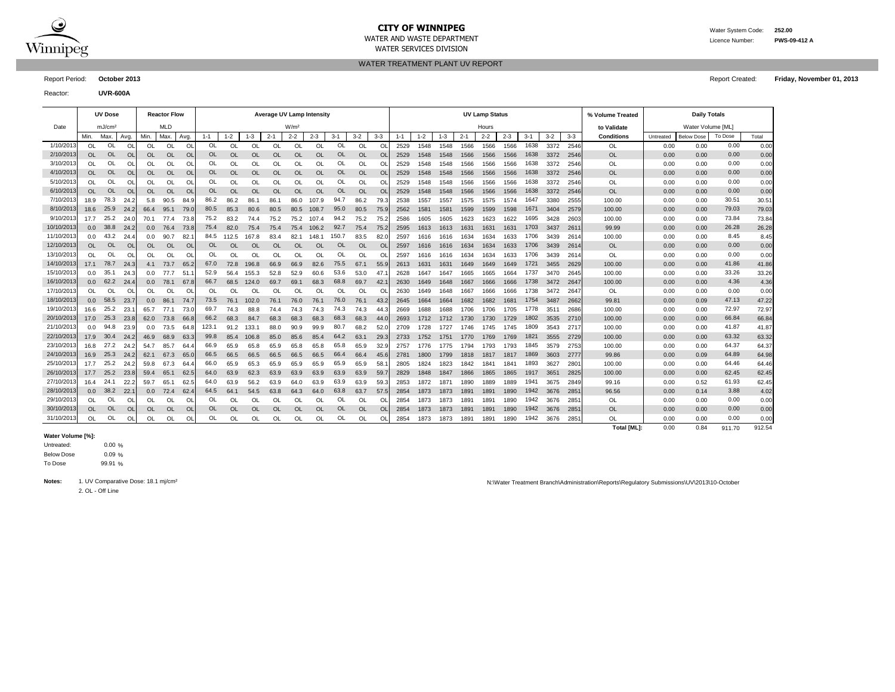**CITY OF WINNIPEG**
WATER AND WASTE DEPARTMENT
WATER SERVICES DIVISION

Water System Code: **252.00**
Licence Number: **PWS-09-412 A**

WATER TREATMENT PLANT UV REPORT

Report Period: **October 2013**

Report Created: **Friday, November 01, 2013**

Reactor: **UVR-600A**

| Date | UV Dose | | | Reactor Flow | | | Average UV Lamp Intensity | | | | | | | | | UV Lamp Status | | | | | | | | | % Volume Treated | Daily Totals | | | |
|---|---|---|---|---|---|---|---|---|---|---|---|---|---|---|---|---|---|---|---|---|---|---|---|---|---|---|---|---|---|
| | mJ/cm² | | | MLD | | | W/m² | | | | | | | | | Hours | | | | | | | | | to Validate | Water Volume [ML] | | | |
| | Min. | Max. | Avg. | Min. | Max. | Avg. | 1-1 | 1-2 | 1-3 | 2-1 | 2-2 | 2-3 | 3-1 | 3-2 | 3-3 | 1-1 | 1-2 | 1-3 | 2-1 | 2-2 | 2-3 | 3-1 | 3-2 | 3-3 | Conditions | Untreated | Below Dose | To Dose | Total |
| 1/10/2013 | OL | OL | OL | OL | OL | OL | OL | OL | OL | OL | OL | OL | OL | OL | OL | 2529 | 1548 | 1548 | 1566 | 1566 | 1566 | 1638 | 3372 | 2546 | OL | 0.00 | 0.00 | 0.00 | 0.00 |
| 2/10/2013 | OL | OL | OL | OL | OL | OL | OL | OL | OL | OL | OL | OL | OL | OL | OL | 2529 | 1548 | 1548 | 1566 | 1566 | 1566 | 1638 | 3372 | 2546 | OL | 0.00 | 0.00 | 0.00 | 0.00 |
| 3/10/2013 | OL | OL | OL | OL | OL | OL | OL | OL | OL | OL | OL | OL | OL | OL | OL | 2529 | 1548 | 1548 | 1566 | 1566 | 1566 | 1638 | 3372 | 2546 | OL | 0.00 | 0.00 | 0.00 | 0.00 |
| 4/10/2013 | OL | OL | OL | OL | OL | OL | OL | OL | OL | OL | OL | OL | OL | OL | OL | 2529 | 1548 | 1548 | 1566 | 1566 | 1566 | 1638 | 3372 | 2546 | OL | 0.00 | 0.00 | 0.00 | 0.00 |
| 5/10/2013 | OL | OL | OL | OL | OL | OL | OL | OL | OL | OL | OL | OL | OL | OL | OL | 2529 | 1548 | 1548 | 1566 | 1566 | 1566 | 1638 | 3372 | 2546 | OL | 0.00 | 0.00 | 0.00 | 0.00 |
| 6/10/2013 | OL | OL | OL | OL | OL | OL | OL | OL | OL | OL | OL | OL | OL | OL | OL | 2529 | 1548 | 1548 | 1566 | 1566 | 1566 | 1638 | 3372 | 2546 | OL | 0.00 | 0.00 | 0.00 | 0.00 |
| 7/10/2013 | 18.9 | 78.3 | 24.2 | 5.8 | 90.5 | 84.9 | 86.2 | 86.2 | 86.1 | 86.1 | 86.0 | 107.9 | 94.7 | 86.2 | 79.3 | 2538 | 1557 | 1557 | 1575 | 1575 | 1574 | 1647 | 3380 | 2555 | 100.00 | 0.00 | 0.00 | 30.51 | 30.51 |
| 8/10/2013 | 18.6 | 25.9 | 24.2 | 66.4 | 95.1 | 79.0 | 80.5 | 85.3 | 80.6 | 80.5 | 80.5 | 108.7 | 95.0 | 80.5 | 75.9 | 2562 | 1581 | 1581 | 1599 | 1599 | 1598 | 1671 | 3404 | 2579 | 100.00 | 0.00 | 0.00 | 79.03 | 79.03 |
| 9/10/2013 | 17.7 | 25.2 | 24.0 | 70.1 | 77.4 | 73.8 | 75.2 | 83.2 | 74.4 | 75.2 | 75.2 | 107.4 | 94.2 | 75.2 | 75.2 | 2586 | 1605 | 1605 | 1623 | 1623 | 1622 | 1695 | 3428 | 2603 | 100.00 | 0.00 | 0.00 | 73.84 | 73.84 |
| 10/10/2013 | 0.0 | 38.8 | 24.2 | 0.0 | 76.4 | 73.8 | 75.4 | 82.0 | 75.4 | 75.4 | 75.4 | 106.2 | 92.7 | 75.4 | 75.2 | 2595 | 1613 | 1613 | 1631 | 1631 | 1631 | 1703 | 3437 | 2611 | 99.99 | 0.00 | 0.00 | 26.28 | 26.28 |
| 11/10/2013 | 0.0 | 43.2 | 24.4 | 0.0 | 90.7 | 82.1 | 84.5 | 112.5 | 167.8 | 83.4 | 82.1 | 148.1 | 150.7 | 83.5 | 82.0 | 2597 | 1616 | 1616 | 1634 | 1634 | 1633 | 1706 | 3439 | 2614 | 100.00 | 0.00 | 0.00 | 8.45 | 8.45 |
| 12/10/2013 | OL | OL | OL | OL | OL | OL | OL | OL | OL | OL | OL | OL | OL | OL | OL | 2597 | 1616 | 1616 | 1634 | 1634 | 1633 | 1706 | 3439 | 2614 | OL | 0.00 | 0.00 | 0.00 | 0.00 |
| 13/10/2013 | OL | OL | OL | OL | OL | OL | OL | OL | OL | OL | OL | OL | OL | OL | OL | 2597 | 1616 | 1616 | 1634 | 1634 | 1633 | 1706 | 3439 | 2614 | OL | 0.00 | 0.00 | 0.00 | 0.00 |
| 14/10/2013 | 17.1 | 78.7 | 24.3 | 4.1 | 73.7 | 65.2 | 67.0 | 72.8 | 196.8 | 66.9 | 66.9 | 82.6 | 75.5 | 67.1 | 55.9 | 2613 | 1631 | 1631 | 1649 | 1649 | 1649 | 1721 | 3455 | 2629 | 100.00 | 0.00 | 0.00 | 41.86 | 41.86 |
| 15/10/2013 | 0.0 | 35.1 | 24.3 | 0.0 | 77.7 | 51.1 | 52.9 | 56.4 | 155.3 | 52.8 | 52.9 | 60.6 | 53.6 | 53.0 | 47.1 | 2628 | 1647 | 1647 | 1665 | 1665 | 1664 | 1737 | 3470 | 2645 | 100.00 | 0.00 | 0.00 | 33.26 | 33.26 |
| 16/10/2013 | 0.0 | 62.2 | 24.4 | 0.0 | 78.1 | 67.8 | 66.7 | 68.5 | 124.0 | 69.7 | 69.1 | 68.3 | 68.8 | 69.7 | 42.1 | 2630 | 1649 | 1648 | 1667 | 1666 | 1666 | 1738 | 3472 | 2647 | 100.00 | 0.00 | 0.00 | 4.36 | 4.36 |
| 17/10/2013 | OL | OL | OL | OL | OL | OL | OL | OL | OL | OL | OL | OL | OL | OL | OL | 2630 | 1649 | 1648 | 1667 | 1666 | 1666 | 1738 | 3472 | 2647 | OL | 0.00 | 0.00 | 0.00 | 0.00 |
| 18/10/2013 | 0.0 | 58.5 | 23.7 | 0.0 | 86.1 | 74.7 | 73.5 | 76.1 | 102.0 | 76.1 | 76.0 | 76.1 | 76.0 | 76.1 | 43.2 | 2645 | 1664 | 1664 | 1682 | 1682 | 1681 | 1754 | 3487 | 2662 | 99.81 | 0.00 | 0.09 | 47.13 | 47.22 |
| 19/10/2013 | 16.6 | 25.2 | 23.1 | 65.7 | 77.1 | 73.0 | 69.7 | 74.3 | 88.8 | 74.4 | 74.3 | 74.3 | 74.3 | 74.3 | 44.3 | 2669 | 1688 | 1688 | 1706 | 1706 | 1705 | 1778 | 3511 | 2686 | 100.00 | 0.00 | 0.00 | 72.97 | 72.97 |
| 20/10/2013 | 17.0 | 25.3 | 23.8 | 62.0 | 73.8 | 66.8 | 66.2 | 68.3 | 84.7 | 68.3 | 68.3 | 68.3 | 68.3 | 68.3 | 44.0 | 2693 | 1712 | 1712 | 1730 | 1730 | 1729 | 1802 | 3535 | 2710 | 100.00 | 0.00 | 0.00 | 66.84 | 66.84 |
| 21/10/2013 | 0.0 | 94.8 | 23.9 | 0.0 | 73.5 | 64.8 | 123.1 | 91.2 | 133.1 | 88.0 | 90.9 | 99.9 | 80.7 | 68.2 | 52.0 | 2709 | 1728 | 1727 | 1746 | 1745 | 1745 | 1809 | 3543 | 2717 | 100.00 | 0.00 | 0.00 | 41.87 | 41.87 |
| 22/10/2013 | 17.9 | 30.4 | 24.2 | 46.9 | 68.9 | 63.3 | 99.8 | 85.4 | 106.8 | 85.0 | 85.6 | 85.4 | 64.2 | 63.1 | 29.3 | 2733 | 1752 | 1751 | 1770 | 1769 | 1769 | 1821 | 3555 | 2729 | 100.00 | 0.00 | 0.00 | 63.32 | 63.32 |
| 23/10/2013 | 16.8 | 27.2 | 24.2 | 54.7 | 85.7 | 64.4 | 66.9 | 65.9 | 65.8 | 65.9 | 65.8 | 65.8 | 65.8 | 65.9 | 32.9 | 2757 | 1776 | 1775 | 1794 | 1793 | 1793 | 1845 | 3579 | 2753 | 100.00 | 0.00 | 0.00 | 64.37 | 64.37 |
| 24/10/2013 | 16.9 | 25.3 | 24.2 | 62.1 | 67.3 | 65.0 | 66.5 | 66.5 | 66.5 | 66.5 | 66.5 | 66.5 | 66.4 | 66.4 | 45.6 | 2781 | 1800 | 1799 | 1818 | 1817 | 1817 | 1869 | 3603 | 2777 | 99.86 | 0.00 | 0.09 | 64.89 | 64.98 |
| 25/10/2013 | 17.7 | 25.2 | 24.2 | 59.8 | 67.3 | 64.4 | 66.0 | 65.9 | 65.3 | 65.9 | 65.9 | 65.9 | 65.9 | 65.9 | 58.1 | 2805 | 1824 | 1823 | 1842 | 1841 | 1841 | 1893 | 3627 | 2801 | 100.00 | 0.00 | 0.00 | 64.46 | 64.46 |
| 26/10/2013 | 17.7 | 25.2 | 23.8 | 59.4 | 65.1 | 62.5 | 64.0 | 63.9 | 62.3 | 63.9 | 63.9 | 63.9 | 63.9 | 63.9 | 59.7 | 2829 | 1848 | 1847 | 1866 | 1865 | 1865 | 1917 | 3651 | 2825 | 100.00 | 0.00 | 0.00 | 62.45 | 62.45 |
| 27/10/2013 | 16.4 | 24.1 | 22.2 | 59.7 | 65.1 | 62.5 | 64.0 | 63.9 | 56.2 | 63.9 | 64.0 | 63.9 | 63.9 | 63.9 | 59.3 | 2853 | 1872 | 1871 | 1890 | 1889 | 1889 | 1941 | 3675 | 2849 | 99.16 | 0.00 | 0.52 | 61.93 | 62.45 |
| 28/10/2013 | 0.0 | 38.2 | 22.1 | 0.0 | 72.4 | 62.4 | 64.5 | 64.1 | 54.5 | 63.8 | 64.3 | 64.0 | 63.8 | 63.7 | 57.5 | 2854 | 1873 | 1873 | 1891 | 1891 | 1890 | 1942 | 3676 | 2851 | 96.56 | 0.00 | 0.14 | 3.88 | 4.02 |
| 29/10/2013 | OL | OL | OL | OL | OL | OL | OL | OL | OL | OL | OL | OL | OL | OL | OL | 2854 | 1873 | 1873 | 1891 | 1891 | 1890 | 1942 | 3676 | 2851 | OL | 0.00 | 0.00 | 0.00 | 0.00 |
| 30/10/2013 | OL | OL | OL | OL | OL | OL | OL | OL | OL | OL | OL | OL | OL | OL | OL | 2854 | 1873 | 1873 | 1891 | 1891 | 1890 | 1942 | 3676 | 2851 | OL | 0.00 | 0.00 | 0.00 | 0.00 |
| 31/10/2013 | OL | OL | OL | OL | OL | OL | OL | OL | OL | OL | OL | OL | OL | OL | OL | 2854 | 1873 | 1873 | 1891 | 1891 | 1890 | 1942 | 3676 | 2851 | OL | 0.00 | 0.00 | 0.00 | 0.00 |
| | | | | | | | | | | | | | | | | | | | | | | | | | Total [ML]: | 0.00 | 0.84 | 911.70 | 912.54 |

**Water Volume [%]:**

Untreated: 0.00 %
Below Dose 0.09 %
To Dose 99.91 %

**Notes:** 1. UV Comparative Dose: 18.1 mj/cm²
2. OL - Off Line

N:\Water Treatment Branch\Administration\Reports\Regulatory Submissions\UV\2013\10-October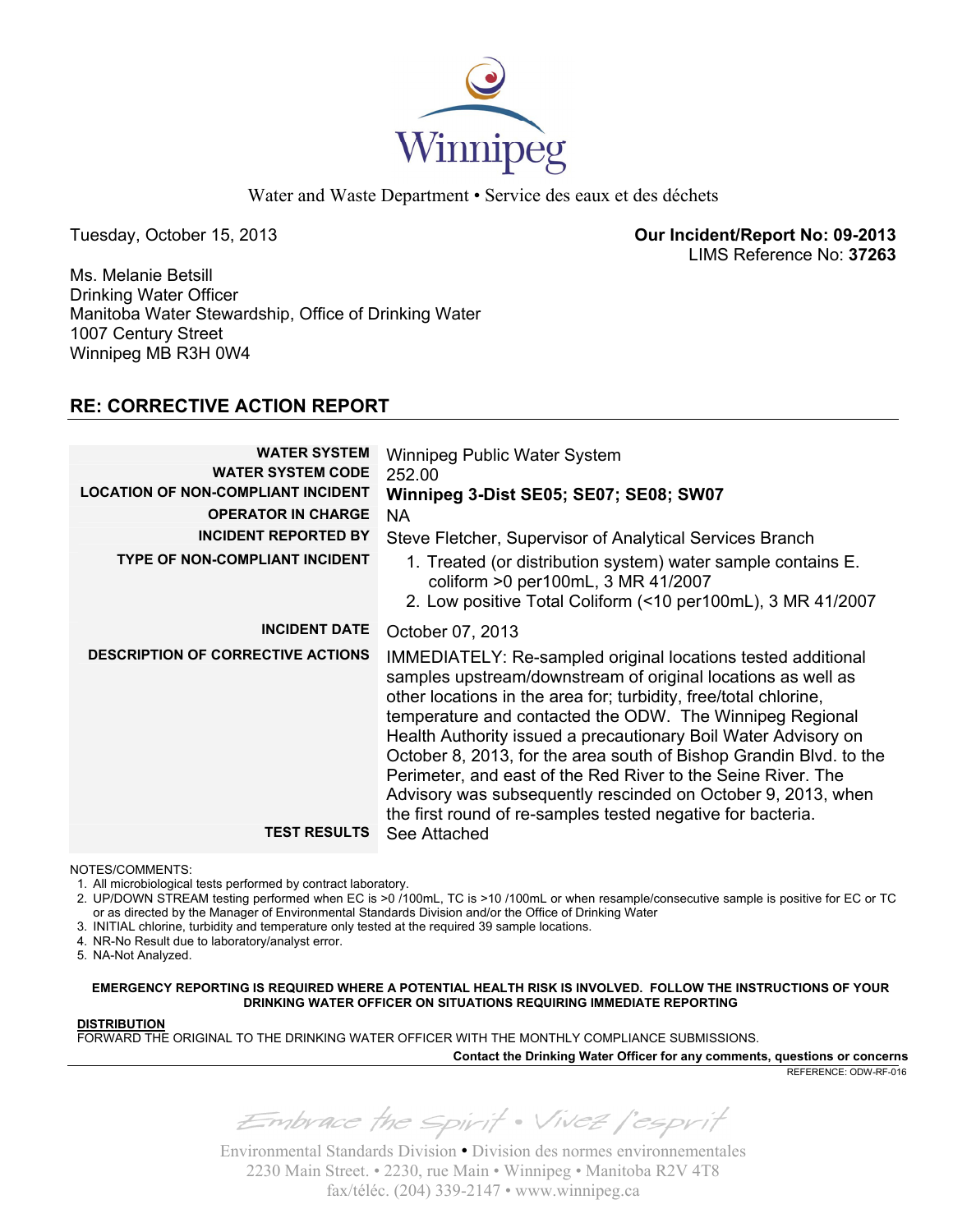Winnipeg

Water and Waste Department • Service des eaux et des déchets

Tuesday, October 15, 2013

**Our Incident/Report No: 09-2013**
LIMS Reference No: **37263**

Ms. Melanie Betsill
Drinking Water Officer
Manitoba Water Stewardship, Office of Drinking Water
1007 Century Street
Winnipeg MB R3H 0W4

## RE: CORRECTIVE ACTION REPORT

| | |
|---|---|
| **WATER SYSTEM** | Winnipeg Public Water System |
| **WATER SYSTEM CODE** | 252.00 |
| **LOCATION OF NON-COMPLIANT INCIDENT** | **Winnipeg 3-Dist SE05; SE07; SE08; SW07** |
| **OPERATOR IN CHARGE** | NA |
| **INCIDENT REPORTED BY** | Steve Fletcher, Supervisor of Analytical Services Branch |
| **TYPE OF NON-COMPLIANT INCIDENT** | 1. Treated (or distribution system) water sample contains E. coliform >0 per100mL, 3 MR 41/2007<br>2. Low positive Total Coliform (<10 per100mL), 3 MR 41/2007 |
| **INCIDENT DATE** | October 07, 2013 |
| **DESCRIPTION OF CORRECTIVE ACTIONS** | IMMEDIATELY: Re-sampled original locations tested additional samples upstream/downstream of original locations as well as other locations in the area for; turbidity, free/total chlorine, temperature and contacted the ODW. The Winnipeg Regional Health Authority issued a precautionary Boil Water Advisory on October 8, 2013, for the area south of Bishop Grandin Blvd. to the Perimeter, and east of the Red River to the Seine River. The Advisory was subsequently rescinded on October 9, 2013, when the first round of re-samples tested negative for bacteria. |
| **TEST RESULTS** | See Attached |

NOTES/COMMENTS:

1. All microbiological tests performed by contract laboratory.
2. UP/DOWN STREAM testing performed when EC is >0 /100mL, TC is >10 /100mL or when resample/consecutive sample is positive for EC or TC or as directed by the Manager of Environmental Standards Division and/or the Office of Drinking Water
3. INITIAL chlorine, turbidity and temperature only tested at the required 39 sample locations.
4. NR-No Result due to laboratory/analyst error.
5. NA-Not Analyzed.

**EMERGENCY REPORTING IS REQUIRED WHERE A POTENTIAL HEALTH RISK IS INVOLVED. FOLLOW THE INSTRUCTIONS OF YOUR DRINKING WATER OFFICER ON SITUATIONS REQUIRING IMMEDIATE REPORTING**

**DISTRIBUTION**
FORWARD THE ORIGINAL TO THE DRINKING WATER OFFICER WITH THE MONTHLY COMPLIANCE SUBMISSIONS.

**Contact the Drinking Water Officer for any comments, questions or concerns**

REFERENCE: ODW-RF-016

Embrace the Spirit • Vivez l'esprit

Environmental Standards Division • Division des normes environnementales
2230 Main Street. • 2230, rue Main • Winnipeg • Manitoba R2V 4T8
fax/téléc. (204) 339-2147 • www.winnipeg.ca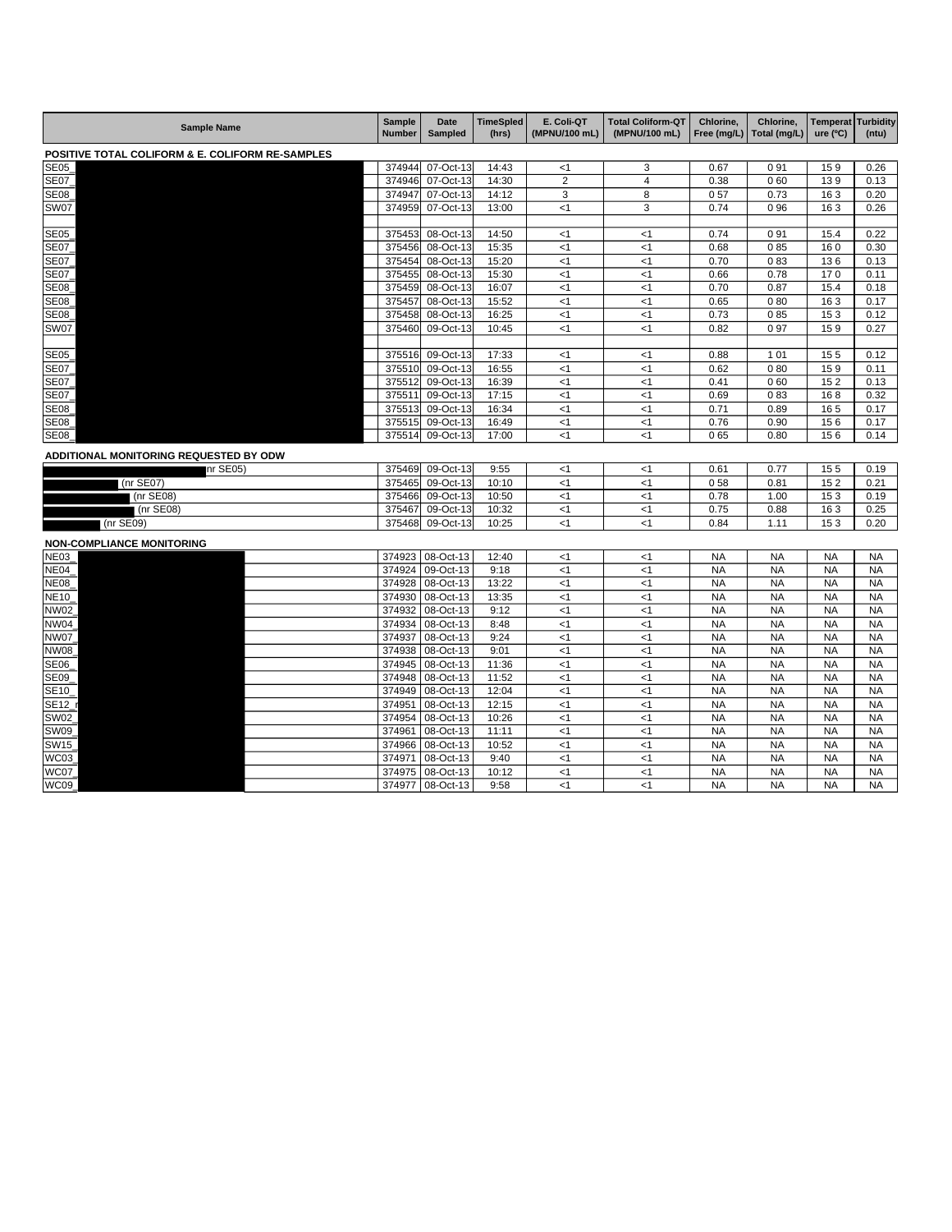| Sample Name | Sample Number | Date Sampled | TimeSpled (hrs) | E. Coli-QT (MPNU/100 mL) | Total Coliform-QT (MPNU/100 mL) | Chlorine, Free (mg/L) | Chlorine, Total (mg/L) | Temperature (°C) | Turbidity (ntu) |
|---|---|---|---|---|---|---|---|---|---|
| **POSITIVE TOTAL COLIFORM & E. COLIFORM RE-SAMPLES** | | | | | | | | | |
| SE05_ | 374944 | 07-Oct-13 | 14:43 | <1 | 3 | 0.67 | 0 91 | 15 9 | 0.26 |
| SE07_ | 374946 | 07-Oct-13 | 14:30 | 2 | 4 | 0.38 | 0 60 | 13 9 | 0.13 |
| SE08_ | 374947 | 07-Oct-13 | 14:12 | 3 | 8 | 0 57 | 0.73 | 16 3 | 0.20 |
| SW07 | 374959 | 07-Oct-13 | 13:00 | <1 | 3 | 0.74 | 0 96 | 16 3 | 0.26 |
| | | | | | | | | | |
| SE05_ | 375453 | 08-Oct-13 | 14:50 | <1 | <1 | 0.74 | 0 91 | 15.4 | 0.22 |
| SE07_ | 375456 | 08-Oct-13 | 15:35 | <1 | <1 | 0.68 | 0 85 | 16 0 | 0.30 |
| SE07_ | 375454 | 08-Oct-13 | 15:20 | <1 | <1 | 0.70 | 0 83 | 13 6 | 0.13 |
| SE07_ | 375455 | 08-Oct-13 | 15:30 | <1 | <1 | 0.66 | 0.78 | 17 0 | 0.11 |
| SE08_ | 375459 | 08-Oct-13 | 16:07 | <1 | <1 | 0.70 | 0.87 | 15.4 | 0.18 |
| SE08_ | 375457 | 08-Oct-13 | 15:52 | <1 | <1 | 0.65 | 0 80 | 16 3 | 0.17 |
| SE08_ | 375458 | 08-Oct-13 | 16:25 | <1 | <1 | 0.73 | 0 85 | 15 3 | 0.12 |
| SW07 | 375460 | 09-Oct-13 | 10:45 | <1 | <1 | 0.82 | 0 97 | 15 9 | 0.27 |
| | | | | | | | | | |
| SE05_ | 375516 | 09-Oct-13 | 17:33 | <1 | <1 | 0.88 | 1 01 | 15 5 | 0.12 |
| SE07_ | 375510 | 09-Oct-13 | 16:55 | <1 | <1 | 0.62 | 0 80 | 15 9 | 0.11 |
| SE07_ | 375512 | 09-Oct-13 | 16:39 | <1 | <1 | 0.41 | 0 60 | 15 2 | 0.13 |
| SE07_ | 375511 | 09-Oct-13 | 17:15 | <1 | <1 | 0.69 | 0 83 | 16 8 | 0.32 |
| SE08_ | 375513 | 09-Oct-13 | 16:34 | <1 | <1 | 0.71 | 0.89 | 16 5 | 0.17 |
| SE08_ | 375515 | 09-Oct-13 | 16:49 | <1 | <1 | 0.76 | 0.90 | 15 6 | 0.17 |
| SE08_ | 375514 | 09-Oct-13 | 17:00 | <1 | <1 | 0 65 | 0.80 | 15 6 | 0.14 |
| **ADDITIONAL MONITORING REQUESTED BY ODW** | | | | | | | | | |
| nr SE05) | 375469 | 09-Oct-13 | 9:55 | <1 | <1 | 0.61 | 0.77 | 15 5 | 0.19 |
| (nr SE07) | 375465 | 09-Oct-13 | 10:10 | <1 | <1 | 0 58 | 0.81 | 15 2 | 0.21 |
| (nr SE08) | 375466 | 09-Oct-13 | 10:50 | <1 | <1 | 0.78 | 1.00 | 15 3 | 0.19 |
| (nr SE08) | 375467 | 09-Oct-13 | 10:32 | <1 | <1 | 0.75 | 0.88 | 16 3 | 0.25 |
| (nr SE09) | 375468 | 09-Oct-13 | 10:25 | <1 | <1 | 0.84 | 1.11 | 15 3 | 0.20 |
| **NON-COMPLIANCE MONITORING** | | | | | | | | | |
| NE03_ | 374923 | 08-Oct-13 | 12:40 | <1 | <1 | NA | NA | NA | NA |
| NE04_ | 374924 | 09-Oct-13 | 9:18 | <1 | <1 | NA | NA | NA | NA |
| NE08_ | 374928 | 08-Oct-13 | 13:22 | <1 | <1 | NA | NA | NA | NA |
| NE10_ | 374930 | 08-Oct-13 | 13:35 | <1 | <1 | NA | NA | NA | NA |
| NW02_ | 374932 | 08-Oct-13 | 9:12 | <1 | <1 | NA | NA | NA | NA |
| NW04_ | 374934 | 08-Oct-13 | 8:48 | <1 | <1 | NA | NA | NA | NA |
| NW07_ | 374937 | 08-Oct-13 | 9:24 | <1 | <1 | NA | NA | NA | NA |
| NW08_ | 374938 | 08-Oct-13 | 9:01 | <1 | <1 | NA | NA | NA | NA |
| SE06_ | 374945 | 08-Oct-13 | 11:36 | <1 | <1 | NA | NA | NA | NA |
| SE09_ | 374948 | 08-Oct-13 | 11:52 | <1 | <1 | NA | NA | NA | NA |
| SE10_ | 374949 | 08-Oct-13 | 12:04 | <1 | <1 | NA | NA | NA | NA |
| SE12_r | 374951 | 08-Oct-13 | 12:15 | <1 | <1 | NA | NA | NA | NA |
| SW02_ | 374954 | 08-Oct-13 | 10:26 | <1 | <1 | NA | NA | NA | NA |
| SW09_ | 374961 | 08-Oct-13 | 11:11 | <1 | <1 | NA | NA | NA | NA |
| SW15_ | 374966 | 08-Oct-13 | 10:52 | <1 | <1 | NA | NA | NA | NA |
| WC03_ | 374971 | 08-Oct-13 | 9:40 | <1 | <1 | NA | NA | NA | NA |
| WC07_ | 374975 | 08-Oct-13 | 10:12 | <1 | <1 | NA | NA | NA | NA |
| WC09_ | 374977 | 08-Oct-13 | 9:58 | <1 | <1 | NA | NA | NA | NA |